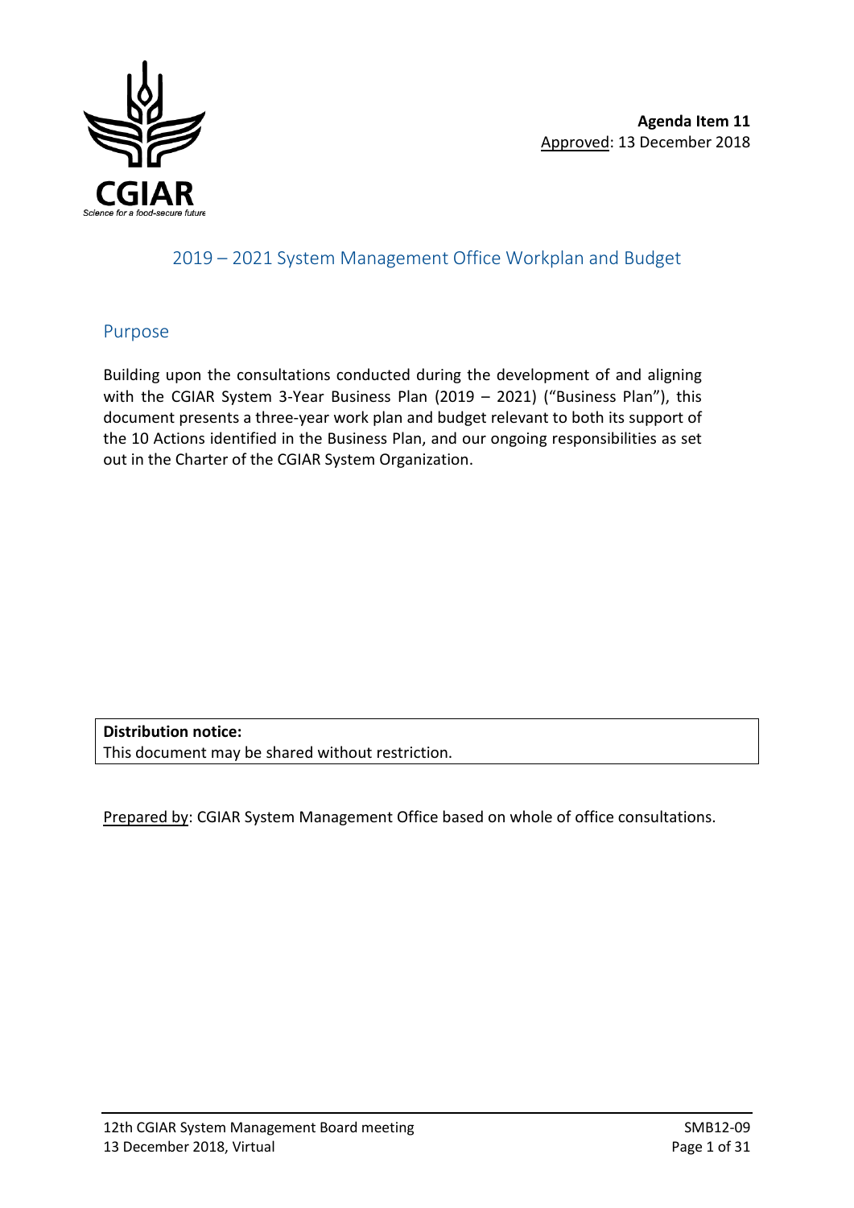**Agenda Item 11**
Approved: 13 December 2018

# 2019 – 2021 System Management Office Workplan and Budget

## Purpose

Building upon the consultations conducted during the development of and aligning with the CGIAR System 3-Year Business Plan (2019 – 2021) ("Business Plan"), this document presents a three-year work plan and budget relevant to both its support of the 10 Actions identified in the Business Plan, and our ongoing responsibilities as set out in the Charter of the CGIAR System Organization.

**Distribution notice:**
This document may be shared without restriction.

Prepared by: CGIAR System Management Office based on whole of office consultations.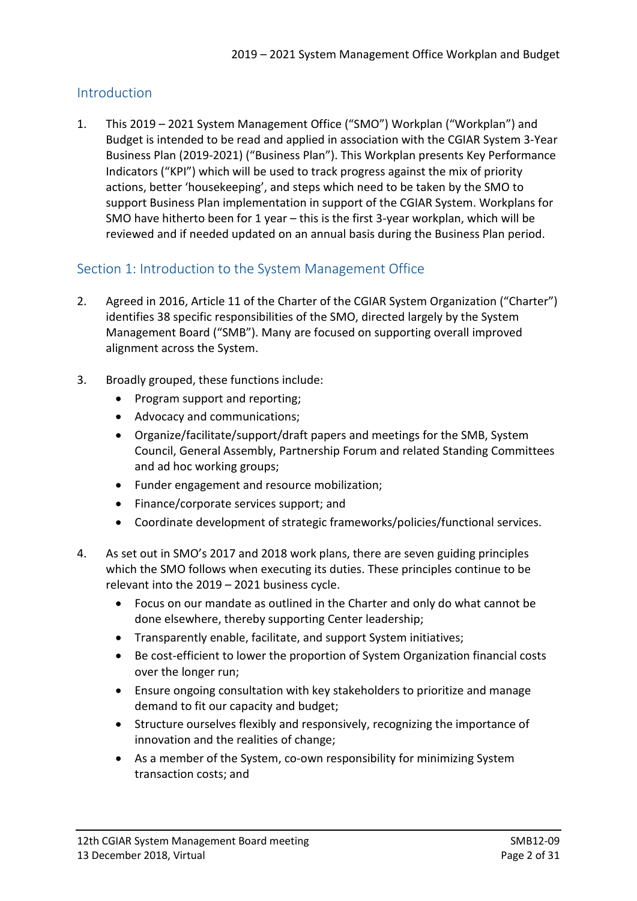## Introduction

1. This 2019 – 2021 System Management Office ("SMO") Workplan ("Workplan") and Budget is intended to be read and applied in association with the CGIAR System 3-Year Business Plan (2019-2021) ("Business Plan"). This Workplan presents Key Performance Indicators ("KPI") which will be used to track progress against the mix of priority actions, better 'housekeeping', and steps which need to be taken by the SMO to support Business Plan implementation in support of the CGIAR System. Workplans for SMO have hitherto been for 1 year – this is the first 3-year workplan, which will be reviewed and if needed updated on an annual basis during the Business Plan period.

## Section 1: Introduction to the System Management Office

2. Agreed in 2016, Article 11 of the Charter of the CGIAR System Organization ("Charter") identifies 38 specific responsibilities of the SMO, directed largely by the System Management Board ("SMB"). Many are focused on supporting overall improved alignment across the System.

3. Broadly grouped, these functions include:
   - Program support and reporting;
   - Advocacy and communications;
   - Organize/facilitate/support/draft papers and meetings for the SMB, System Council, General Assembly, Partnership Forum and related Standing Committees and ad hoc working groups;
   - Funder engagement and resource mobilization;
   - Finance/corporate services support; and
   - Coordinate development of strategic frameworks/policies/functional services.

4. As set out in SMO's 2017 and 2018 work plans, there are seven guiding principles which the SMO follows when executing its duties. These principles continue to be relevant into the 2019 – 2021 business cycle.
   - Focus on our mandate as outlined in the Charter and only do what cannot be done elsewhere, thereby supporting Center leadership;
   - Transparently enable, facilitate, and support System initiatives;
   - Be cost-efficient to lower the proportion of System Organization financial costs over the longer run;
   - Ensure ongoing consultation with key stakeholders to prioritize and manage demand to fit our capacity and budget;
   - Structure ourselves flexibly and responsively, recognizing the importance of innovation and the realities of change;
   - As a member of the System, co-own responsibility for minimizing System transaction costs; and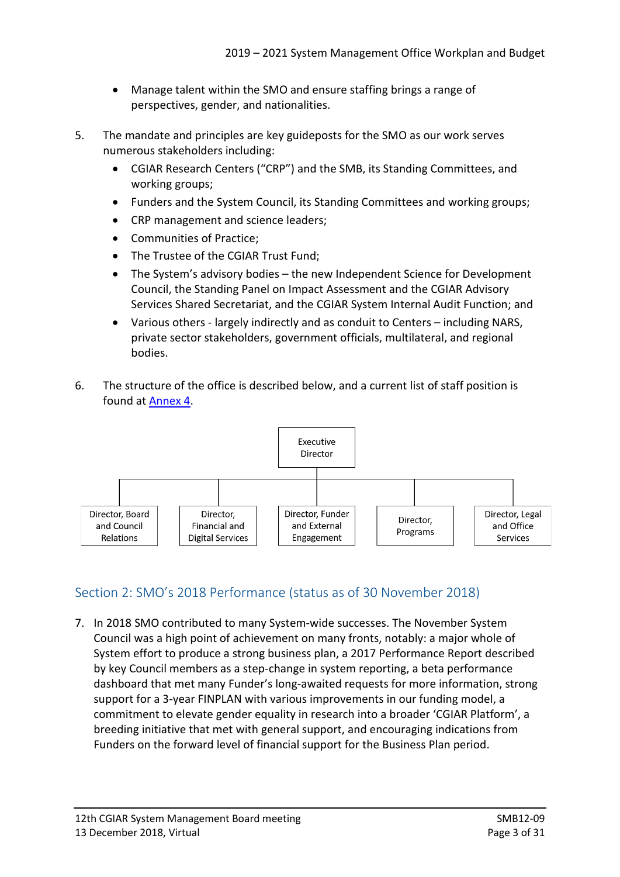- Manage talent within the SMO and ensure staffing brings a range of perspectives, gender, and nationalities.

5. The mandate and principles are key guideposts for the SMO as our work serves numerous stakeholders including:
   - CGIAR Research Centers ("CRP") and the SMB, its Standing Committees, and working groups;
   - Funders and the System Council, its Standing Committees and working groups;
   - CRP management and science leaders;
   - Communities of Practice;
   - The Trustee of the CGIAR Trust Fund;
   - The System's advisory bodies – the new Independent Science for Development Council, the Standing Panel on Impact Assessment and the CGIAR Advisory Services Shared Secretariat, and the CGIAR System Internal Audit Function; and
   - Various others - largely indirectly and as conduit to Centers – including NARS, private sector stakeholders, government officials, multilateral, and regional bodies.

6. The structure of the office is described below, and a current list of staff position is found at [Annex 4](#).

Executive Director

Director, Board and Council Relations

Director, Financial and Digital Services

Director, Funder and External Engagement

Director, Programs

Director, Legal and Office Services

## Section 2: SMO's 2018 Performance (status as of 30 November 2018)

7. In 2018 SMO contributed to many System-wide successes. The November System Council was a high point of achievement on many fronts, notably: a major whole of System effort to produce a strong business plan, a 2017 Performance Report described by key Council members as a step-change in system reporting, a beta performance dashboard that met many Funder's long-awaited requests for more information, strong support for a 3-year FINPLAN with various improvements in our funding model, a commitment to elevate gender equality in research into a broader 'CGIAR Platform', a breeding initiative that met with general support, and encouraging indications from Funders on the forward level of financial support for the Business Plan period.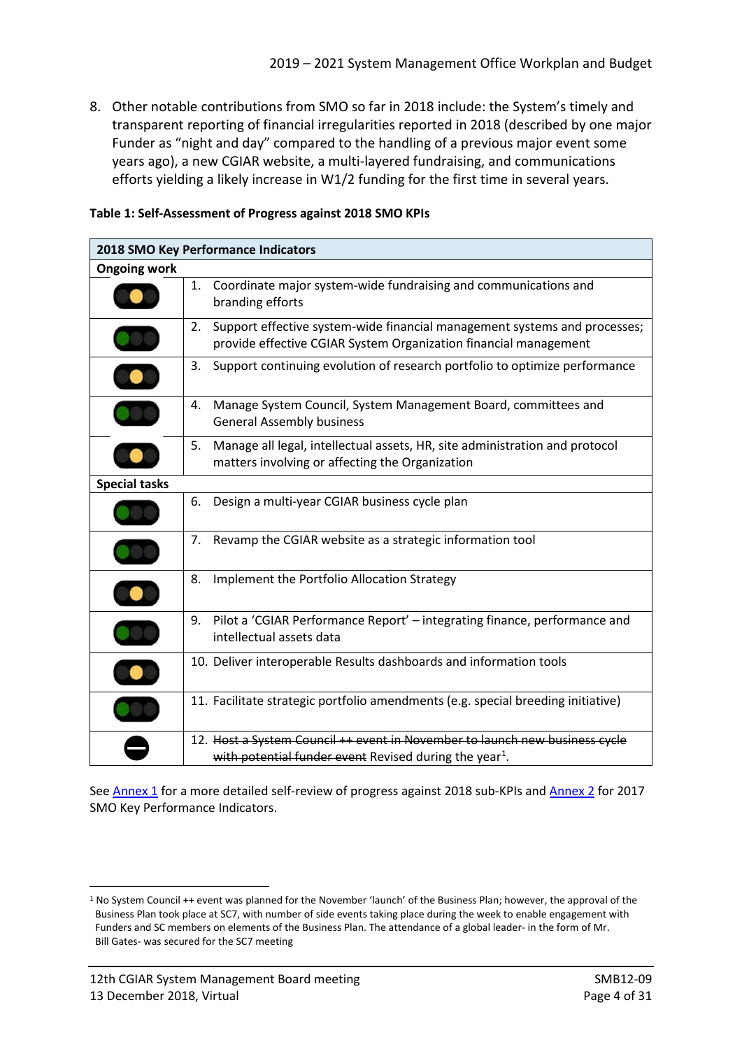8. Other notable contributions from SMO so far in 2018 include: the System's timely and transparent reporting of financial irregularities reported in 2018 (described by one major Funder as "night and day" compared to the handling of a previous major event some years ago), a new CGIAR website, a multi-layered fundraising, and communications efforts yielding a likely increase in W1/2 funding for the first time in several years.

**Table 1: Self-Assessment of Progress against 2018 SMO KPIs**

| **2018 SMO Key Performance Indicators** | |
|---|---|
| **Ongoing work** | |
| Amber | 1. Coordinate major system-wide fundraising and communications and branding efforts |
| Green | 2. Support effective system-wide financial management systems and processes; provide effective CGIAR System Organization financial management |
| Amber | 3. Support continuing evolution of research portfolio to optimize performance |
| Green | 4. Manage System Council, System Management Board, committees and General Assembly business |
| Amber | 5. Manage all legal, intellectual assets, HR, site administration and protocol matters involving or affecting the Organization |
| **Special tasks** | |
| Green | 6. Design a multi-year CGIAR business cycle plan |
| Green | 7. Revamp the CGIAR website as a strategic information tool |
| Amber | 8. Implement the Portfolio Allocation Strategy |
| Green | 9. Pilot a 'CGIAR Performance Report' – integrating finance, performance and intellectual assets data |
| Amber | 10. Deliver interoperable Results dashboards and information tools |
| Green | 11. Facilitate strategic portfolio amendments (e.g. special breeding initiative) |
| Revised | 12. ~~Host a System Council ++ event in November to launch new business cycle with potential funder event~~ Revised during the year[1]. |

See Annex 1 for a more detailed self-review of progress against 2018 sub-KPIs and Annex 2 for 2017 SMO Key Performance Indicators.

[1] No System Council ++ event was planned for the November 'launch' of the Business Plan; however, the approval of the Business Plan took place at SC7, with number of side events taking place during the week to enable engagement with Funders and SC members on elements of the Business Plan. The attendance of a global leader- in the form of Mr. Bill Gates- was secured for the SC7 meeting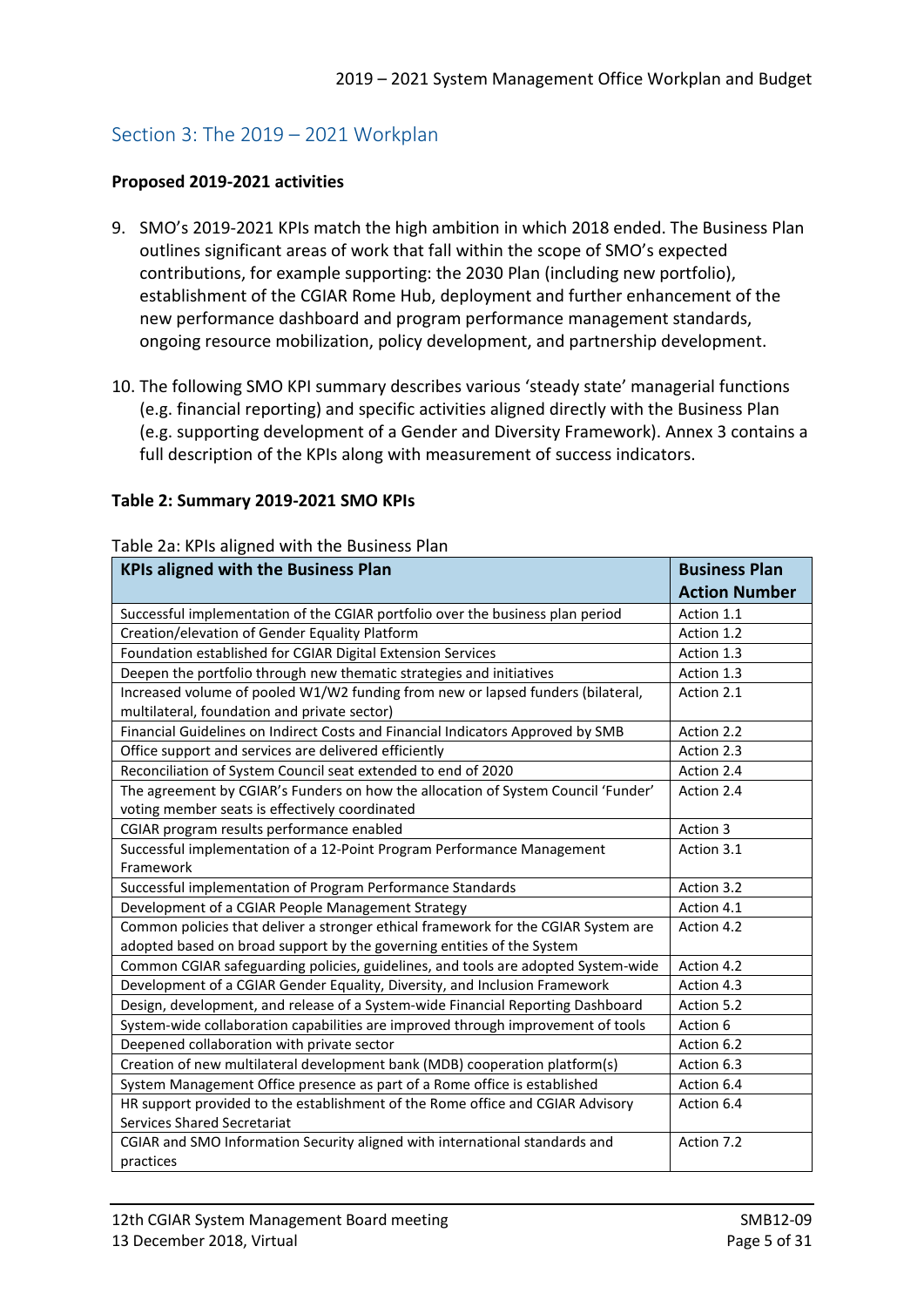## Section 3: The 2019 – 2021 Workplan

**Proposed 2019-2021 activities**

9. SMO's 2019-2021 KPIs match the high ambition in which 2018 ended. The Business Plan outlines significant areas of work that fall within the scope of SMO's expected contributions, for example supporting: the 2030 Plan (including new portfolio), establishment of the CGIAR Rome Hub, deployment and further enhancement of the new performance dashboard and program performance management standards, ongoing resource mobilization, policy development, and partnership development.

10. The following SMO KPI summary describes various 'steady state' managerial functions (e.g. financial reporting) and specific activities aligned directly with the Business Plan (e.g. supporting development of a Gender and Diversity Framework). Annex 3 contains a full description of the KPIs along with measurement of success indicators.

**Table 2: Summary 2019-2021 SMO KPIs**

Table 2a: KPIs aligned with the Business Plan

| KPIs aligned with the Business Plan | Business Plan Action Number |
|---|---|
| Successful implementation of the CGIAR portfolio over the business plan period | Action 1.1 |
| Creation/elevation of Gender Equality Platform | Action 1.2 |
| Foundation established for CGIAR Digital Extension Services | Action 1.3 |
| Deepen the portfolio through new thematic strategies and initiatives | Action 1.3 |
| Increased volume of pooled W1/W2 funding from new or lapsed funders (bilateral, multilateral, foundation and private sector) | Action 2.1 |
| Financial Guidelines on Indirect Costs and Financial Indicators Approved by SMB | Action 2.2 |
| Office support and services are delivered efficiently | Action 2.3 |
| Reconciliation of System Council seat extended to end of 2020 | Action 2.4 |
| The agreement by CGIAR's Funders on how the allocation of System Council 'Funder' voting member seats is effectively coordinated | Action 2.4 |
| CGIAR program results performance enabled | Action 3 |
| Successful implementation of a 12-Point Program Performance Management Framework | Action 3.1 |
| Successful implementation of Program Performance Standards | Action 3.2 |
| Development of a CGIAR People Management Strategy | Action 4.1 |
| Common policies that deliver a stronger ethical framework for the CGIAR System are adopted based on broad support by the governing entities of the System | Action 4.2 |
| Common CGIAR safeguarding policies, guidelines, and tools are adopted System-wide | Action 4.2 |
| Development of a CGIAR Gender Equality, Diversity, and Inclusion Framework | Action 4.3 |
| Design, development, and release of a System-wide Financial Reporting Dashboard | Action 5.2 |
| System-wide collaboration capabilities are improved through improvement of tools | Action 6 |
| Deepened collaboration with private sector | Action 6.2 |
| Creation of new multilateral development bank (MDB) cooperation platform(s) | Action 6.3 |
| System Management Office presence as part of a Rome office is established | Action 6.4 |
| HR support provided to the establishment of the Rome office and CGIAR Advisory Services Shared Secretariat | Action 6.4 |
| CGIAR and SMO Information Security aligned with international standards and practices | Action 7.2 |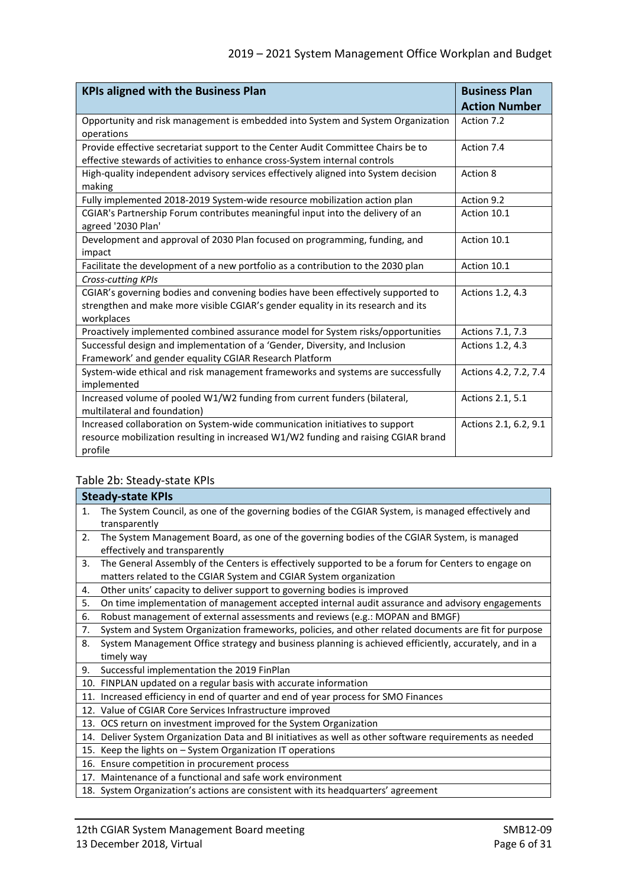| KPIs aligned with the Business Plan | Business Plan Action Number |
|---|---|
| Opportunity and risk management is embedded into System and System Organization operations | Action 7.2 |
| Provide effective secretariat support to the Center Audit Committee Chairs be to effective stewards of activities to enhance cross-System internal controls | Action 7.4 |
| High-quality independent advisory services effectively aligned into System decision making | Action 8 |
| Fully implemented 2018-2019 System-wide resource mobilization action plan | Action 9.2 |
| CGIAR's Partnership Forum contributes meaningful input into the delivery of an agreed '2030 Plan' | Action 10.1 |
| Development and approval of 2030 Plan focused on programming, funding, and impact | Action 10.1 |
| Facilitate the development of a new portfolio as a contribution to the 2030 plan | Action 10.1 |
| *Cross-cutting KPIs* | |
| CGIAR's governing bodies and convening bodies have been effectively supported to strengthen and make more visible CGIAR's gender equality in its research and its workplaces | Actions 1.2, 4.3 |
| Proactively implemented combined assurance model for System risks/opportunities | Actions 7.1, 7.3 |
| Successful design and implementation of a 'Gender, Diversity, and Inclusion Framework' and gender equality CGIAR Research Platform | Actions 1.2, 4.3 |
| System-wide ethical and risk management frameworks and systems are successfully implemented | Actions 4.2, 7.2, 7.4 |
| Increased volume of pooled W1/W2 funding from current funders (bilateral, multilateral and foundation) | Actions 2.1, 5.1 |
| Increased collaboration on System-wide communication initiatives to support resource mobilization resulting in increased W1/W2 funding and raising CGIAR brand profile | Actions 2.1, 6.2, 9.1 |

Table 2b: Steady-state KPIs

| Steady-state KPIs |
|---|
| 1. The System Council, as one of the governing bodies of the CGIAR System, is managed effectively and transparently |
| 2. The System Management Board, as one of the governing bodies of the CGIAR System, is managed effectively and transparently |
| 3. The General Assembly of the Centers is effectively supported to be a forum for Centers to engage on matters related to the CGIAR System and CGIAR System organization |
| 4. Other units' capacity to deliver support to governing bodies is improved |
| 5. On time implementation of management accepted internal audit assurance and advisory engagements |
| 6. Robust management of external assessments and reviews (e.g.: MOPAN and BMGF) |
| 7. System and System Organization frameworks, policies, and other related documents are fit for purpose |
| 8. System Management Office strategy and business planning is achieved efficiently, accurately, and in a timely way |
| 9. Successful implementation the 2019 FinPlan |
| 10. FINPLAN updated on a regular basis with accurate information |
| 11. Increased efficiency in end of quarter and end of year process for SMO Finances |
| 12. Value of CGIAR Core Services Infrastructure improved |
| 13. OCS return on investment improved for the System Organization |
| 14. Deliver System Organization Data and BI initiatives as well as other software requirements as needed |
| 15. Keep the lights on – System Organization IT operations |
| 16. Ensure competition in procurement process |
| 17. Maintenance of a functional and safe work environment |
| 18. System Organization's actions are consistent with its headquarters' agreement |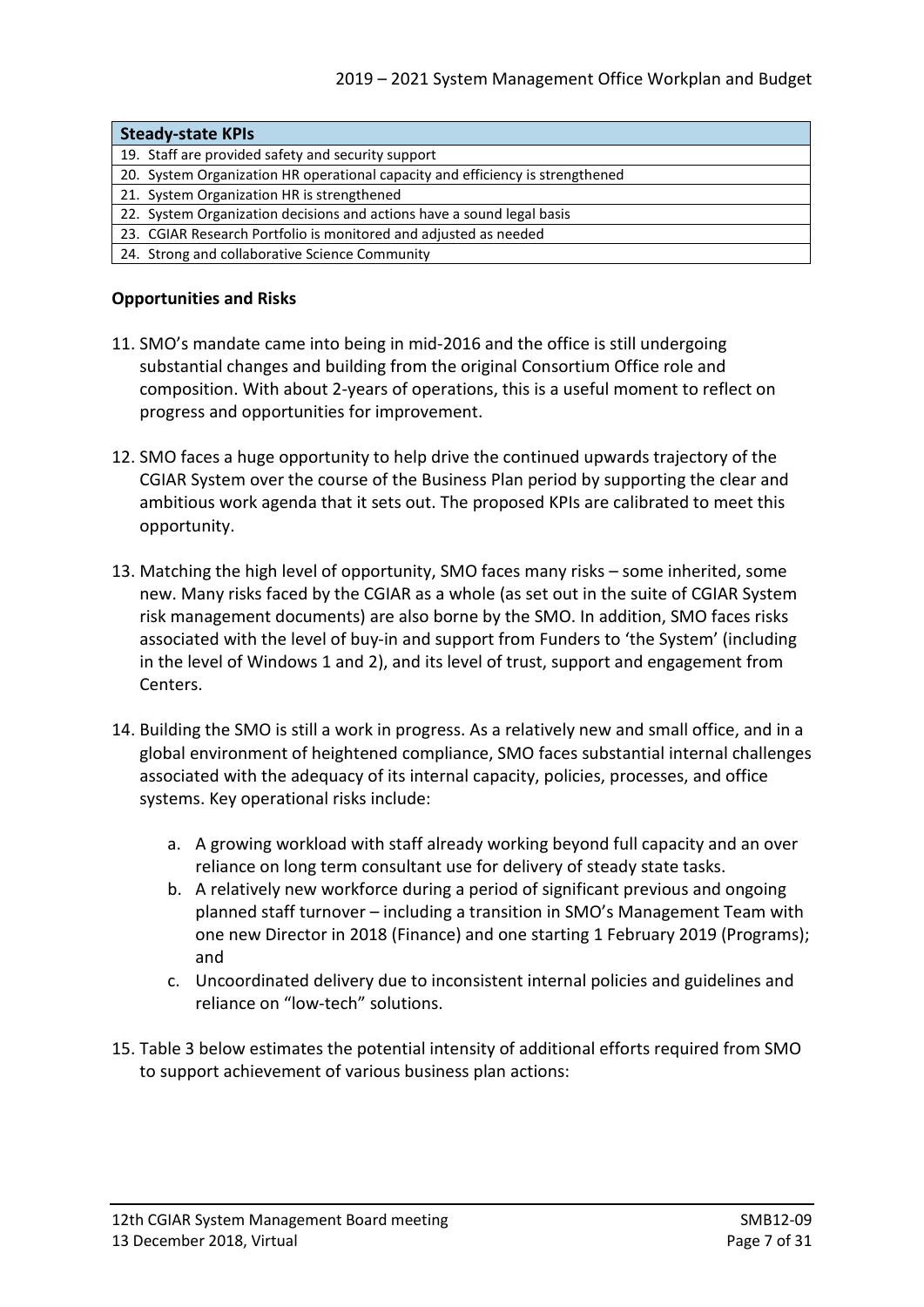| Steady-state KPIs |
|---|
| 19. Staff are provided safety and security support |
| 20. System Organization HR operational capacity and efficiency is strengthened |
| 21. System Organization HR is strengthened |
| 22. System Organization decisions and actions have a sound legal basis |
| 23. CGIAR Research Portfolio is monitored and adjusted as needed |
| 24. Strong and collaborative Science Community |

**Opportunities and Risks**

11. SMO's mandate came into being in mid-2016 and the office is still undergoing substantial changes and building from the original Consortium Office role and composition. With about 2-years of operations, this is a useful moment to reflect on progress and opportunities for improvement.

12. SMO faces a huge opportunity to help drive the continued upwards trajectory of the CGIAR System over the course of the Business Plan period by supporting the clear and ambitious work agenda that it sets out. The proposed KPIs are calibrated to meet this opportunity.

13. Matching the high level of opportunity, SMO faces many risks – some inherited, some new. Many risks faced by the CGIAR as a whole (as set out in the suite of CGIAR System risk management documents) are also borne by the SMO. In addition, SMO faces risks associated with the level of buy-in and support from Funders to 'the System' (including in the level of Windows 1 and 2), and its level of trust, support and engagement from Centers.

14. Building the SMO is still a work in progress. As a relatively new and small office, and in a global environment of heightened compliance, SMO faces substantial internal challenges associated with the adequacy of its internal capacity, policies, processes, and office systems. Key operational risks include:

    a. A growing workload with staff already working beyond full capacity and an over reliance on long term consultant use for delivery of steady state tasks.
    b. A relatively new workforce during a period of significant previous and ongoing planned staff turnover – including a transition in SMO's Management Team with one new Director in 2018 (Finance) and one starting 1 February 2019 (Programs); and
    c. Uncoordinated delivery due to inconsistent internal policies and guidelines and reliance on "low-tech" solutions.

15. Table 3 below estimates the potential intensity of additional efforts required from SMO to support achievement of various business plan actions: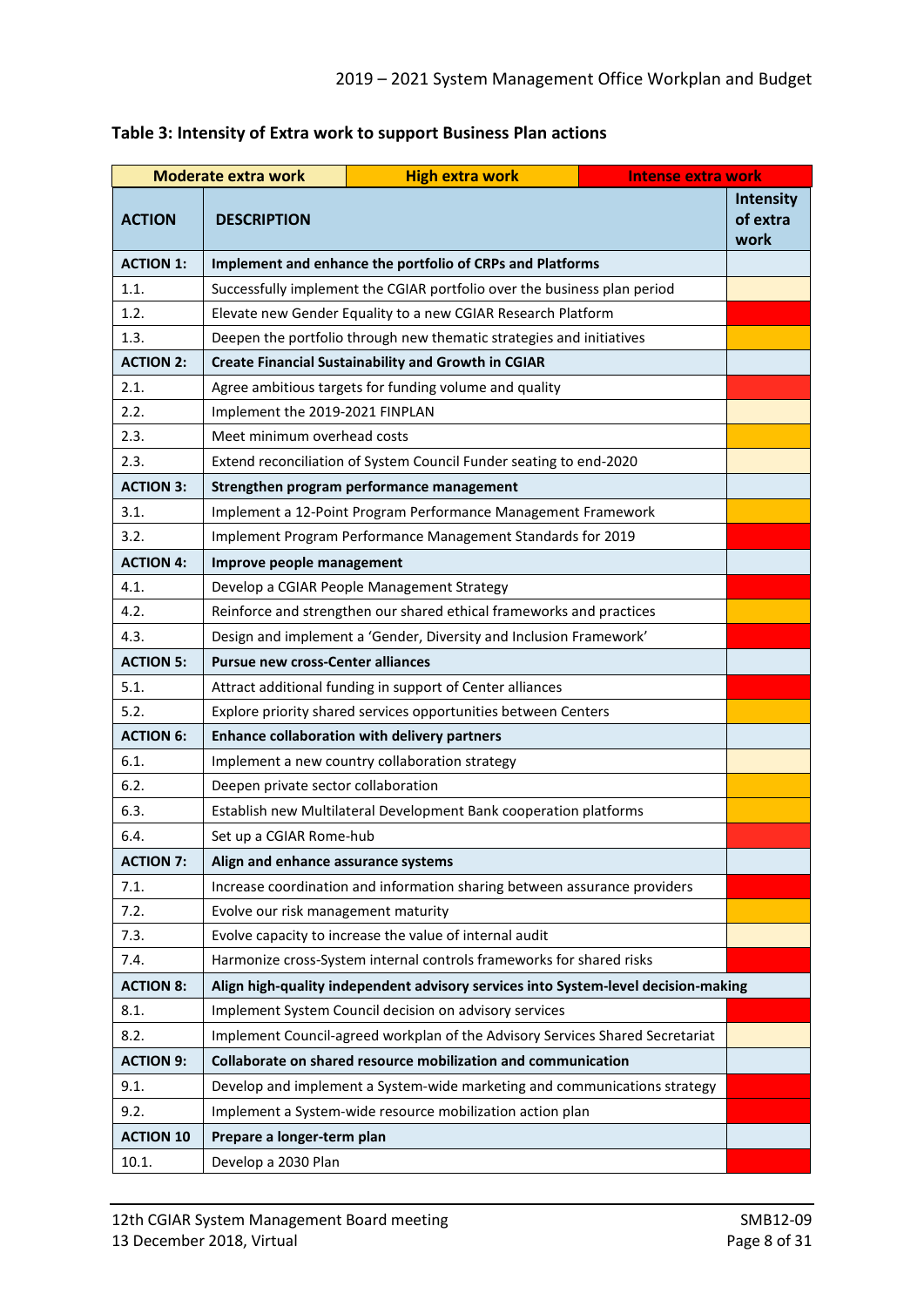## Table 3: Intensity of Extra work to support Business Plan actions

Legend: Moderate extra work | High extra work | Intense extra work

| ACTION | DESCRIPTION | Intensity of extra work |
|---|---|---|
| **ACTION 1:** | **Implement and enhance the portfolio of CRPs and Platforms** | |
| 1.1. | Successfully implement the CGIAR portfolio over the business plan period | Moderate |
| 1.2. | Elevate new Gender Equality to a new CGIAR Research Platform | Intense |
| 1.3. | Deepen the portfolio through new thematic strategies and initiatives | High |
| **ACTION 2:** | **Create Financial Sustainability and Growth in CGIAR** | |
| 2.1. | Agree ambitious targets for funding volume and quality | Intense |
| 2.2. | Implement the 2019-2021 FINPLAN | Moderate |
| 2.3. | Meet minimum overhead costs | High |
| 2.3. | Extend reconciliation of System Council Funder seating to end-2020 | Moderate |
| **ACTION 3:** | **Strengthen program performance management** | |
| 3.1. | Implement a 12-Point Program Performance Management Framework | High |
| 3.2. | Implement Program Performance Management Standards for 2019 | Intense |
| **ACTION 4:** | **Improve people management** | |
| 4.1. | Develop a CGIAR People Management Strategy | Intense |
| 4.2. | Reinforce and strengthen our shared ethical frameworks and practices | High |
| 4.3. | Design and implement a 'Gender, Diversity and Inclusion Framework' | Intense |
| **ACTION 5:** | **Pursue new cross-Center alliances** | |
| 5.1. | Attract additional funding in support of Center alliances | Intense |
| 5.2. | Explore priority shared services opportunities between Centers | High |
| **ACTION 6:** | **Enhance collaboration with delivery partners** | |
| 6.1. | Implement a new country collaboration strategy | Moderate |
| 6.2. | Deepen private sector collaboration | High |
| 6.3. | Establish new Multilateral Development Bank cooperation platforms | High |
| 6.4. | Set up a CGIAR Rome-hub | Intense |
| **ACTION 7:** | **Align and enhance assurance systems** | |
| 7.1. | Increase coordination and information sharing between assurance providers | Intense |
| 7.2. | Evolve our risk management maturity | High |
| 7.3. | Evolve capacity to increase the value of internal audit | Moderate |
| 7.4. | Harmonize cross-System internal controls frameworks for shared risks | Intense |
| **ACTION 8:** | **Align high-quality independent advisory services into System-level decision-making** | |
| 8.1. | Implement System Council decision on advisory services | Intense |
| 8.2. | Implement Council-agreed workplan of the Advisory Services Shared Secretariat | Moderate |
| **ACTION 9:** | **Collaborate on shared resource mobilization and communication** | |
| 9.1. | Develop and implement a System-wide marketing and communications strategy | Intense |
| 9.2. | Implement a System-wide resource mobilization action plan | Intense |
| **ACTION 10** | **Prepare a longer-term plan** | |
| 10.1. | Develop a 2030 Plan | Intense |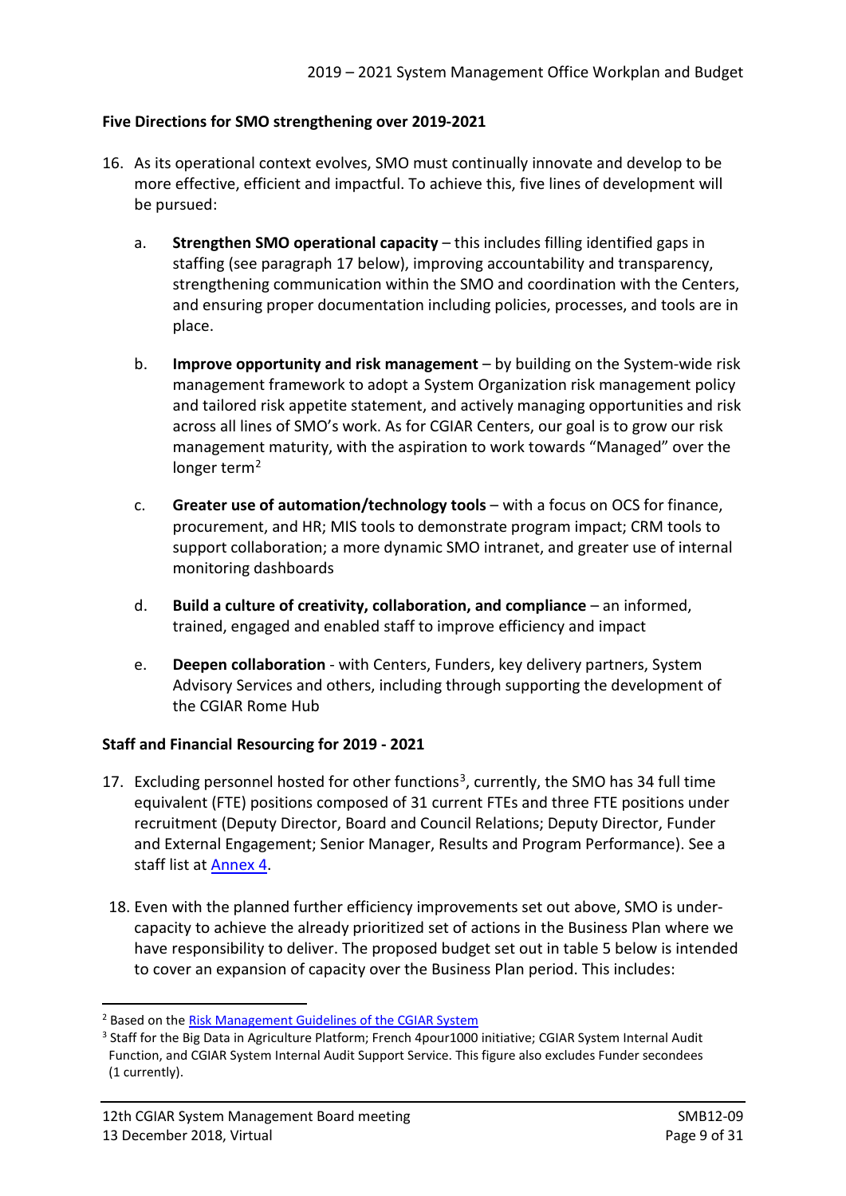### Five Directions for SMO strengthening over 2019-2021

16. As its operational context evolves, SMO must continually innovate and develop to be more effective, efficient and impactful. To achieve this, five lines of development will be pursued:

    a. **Strengthen SMO operational capacity** – this includes filling identified gaps in staffing (see paragraph 17 below), improving accountability and transparency, strengthening communication within the SMO and coordination with the Centers, and ensuring proper documentation including policies, processes, and tools are in place.

    b. **Improve opportunity and risk management** – by building on the System-wide risk management framework to adopt a System Organization risk management policy and tailored risk appetite statement, and actively managing opportunities and risk across all lines of SMO's work. As for CGIAR Centers, our goal is to grow our risk management maturity, with the aspiration to work towards "Managed" over the longer term[2]

    c. **Greater use of automation/technology tools** – with a focus on OCS for finance, procurement, and HR; MIS tools to demonstrate program impact; CRM tools to support collaboration; a more dynamic SMO intranet, and greater use of internal monitoring dashboards

    d. **Build a culture of creativity, collaboration, and compliance** – an informed, trained, engaged and enabled staff to improve efficiency and impact

    e. **Deepen collaboration** - with Centers, Funders, key delivery partners, System Advisory Services and others, including through supporting the development of the CGIAR Rome Hub

### Staff and Financial Resourcing for 2019 - 2021

17. Excluding personnel hosted for other functions[3], currently, the SMO has 34 full time equivalent (FTE) positions composed of 31 current FTEs and three FTE positions under recruitment (Deputy Director, Board and Council Relations; Deputy Director, Funder and External Engagement; Senior Manager, Results and Program Performance). See a staff list at Annex 4.

18. Even with the planned further efficiency improvements set out above, SMO is under-capacity to achieve the already prioritized set of actions in the Business Plan where we have responsibility to deliver. The proposed budget set out in table 5 below is intended to cover an expansion of capacity over the Business Plan period. This includes:

---

[2] Based on the Risk Management Guidelines of the CGIAR System

[3] Staff for the Big Data in Agriculture Platform; French 4pour1000 initiative; CGIAR System Internal Audit Function, and CGIAR System Internal Audit Support Service. This figure also excludes Funder secondees (1 currently).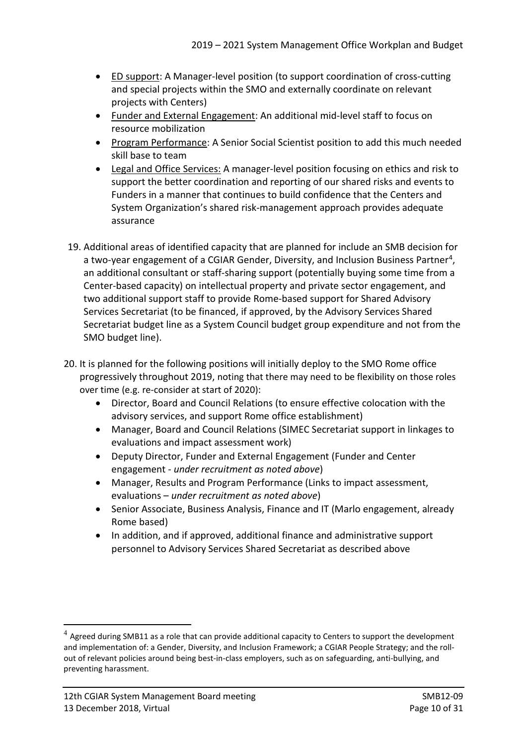- ED support: A Manager-level position (to support coordination of cross-cutting and special projects within the SMO and externally coordinate on relevant projects with Centers)
- Funder and External Engagement: An additional mid-level staff to focus on resource mobilization
- Program Performance: A Senior Social Scientist position to add this much needed skill base to team
- Legal and Office Services: A manager-level position focusing on ethics and risk to support the better coordination and reporting of our shared risks and events to Funders in a manner that continues to build confidence that the Centers and System Organization's shared risk-management approach provides adequate assurance

19. Additional areas of identified capacity that are planned for include an SMB decision for a two-year engagement of a CGIAR Gender, Diversity, and Inclusion Business Partner[4], an additional consultant or staff-sharing support (potentially buying some time from a Center-based capacity) on intellectual property and private sector engagement, and two additional support staff to provide Rome-based support for Shared Advisory Services Secretariat (to be financed, if approved, by the Advisory Services Shared Secretariat budget line as a System Council budget group expenditure and not from the SMO budget line).

20. It is planned for the following positions will initially deploy to the SMO Rome office progressively throughout 2019, noting that there may need to be flexibility on those roles over time (e.g. re-consider at start of 2020):
    - Director, Board and Council Relations (to ensure effective colocation with the advisory services, and support Rome office establishment)
    - Manager, Board and Council Relations (SIMEC Secretariat support in linkages to evaluations and impact assessment work)
    - Deputy Director, Funder and External Engagement (Funder and Center engagement - *under recruitment as noted above*)
    - Manager, Results and Program Performance (Links to impact assessment, evaluations – *under recruitment as noted above*)
    - Senior Associate, Business Analysis, Finance and IT (Marlo engagement, already Rome based)
    - In addition, and if approved, additional finance and administrative support personnel to Advisory Services Shared Secretariat as described above

[4] Agreed during SMB11 as a role that can provide additional capacity to Centers to support the development and implementation of: a Gender, Diversity, and Inclusion Framework; a CGIAR People Strategy; and the roll-out of relevant policies around being best-in-class employers, such as on safeguarding, anti-bullying, and preventing harassment.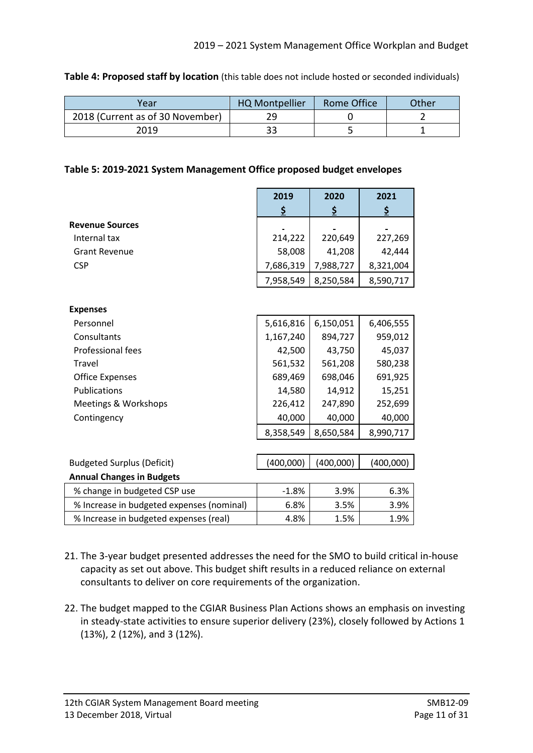**Table 4: Proposed staff by location** (this table does not include hosted or seconded individuals)

| Year | HQ Montpellier | Rome Office | Other |
|---|---|---|---|
| 2018 (Current as of 30 November) | 29 | 0 | 2 |
| 2019 | 33 | 5 | 1 |

**Table 5: 2019-2021 System Management Office proposed budget envelopes**

| | 2019 $ | 2020 $ | 2021 $ |
|---|---|---|---|
| **Revenue Sources** | - | - | - |
| Internal tax | 214,222 | 220,649 | 227,269 |
| Grant Revenue | 58,008 | 41,208 | 42,444 |
| CSP | 7,686,319 | 7,988,727 | 8,321,004 |
| | 7,958,549 | 8,250,584 | 8,590,717 |
| **Expenses** | | | |
| Personnel | 5,616,816 | 6,150,051 | 6,406,555 |
| Consultants | 1,167,240 | 894,727 | 959,012 |
| Professional fees | 42,500 | 43,750 | 45,037 |
| Travel | 561,532 | 561,208 | 580,238 |
| Office Expenses | 689,469 | 698,046 | 691,925 |
| Publications | 14,580 | 14,912 | 15,251 |
| Meetings & Workshops | 226,412 | 247,890 | 252,699 |
| Contingency | 40,000 | 40,000 | 40,000 |
| | 8,358,549 | 8,650,584 | 8,990,717 |
| Budgeted Surplus (Deficit) | (400,000) | (400,000) | (400,000) |
| **Annual Changes in Budgets** | | | |
| % change in budgeted CSP use | -1.8% | 3.9% | 6.3% |
| % Increase in budgeted expenses (nominal) | 6.8% | 3.5% | 3.9% |
| % Increase in budgeted expenses (real) | 4.8% | 1.5% | 1.9% |

21. The 3-year budget presented addresses the need for the SMO to build critical in-house capacity as set out above. This budget shift results in a reduced reliance on external consultants to deliver on core requirements of the organization.

22. The budget mapped to the CGIAR Business Plan Actions shows an emphasis on investing in steady-state activities to ensure superior delivery (23%), closely followed by Actions 1 (13%), 2 (12%), and 3 (12%).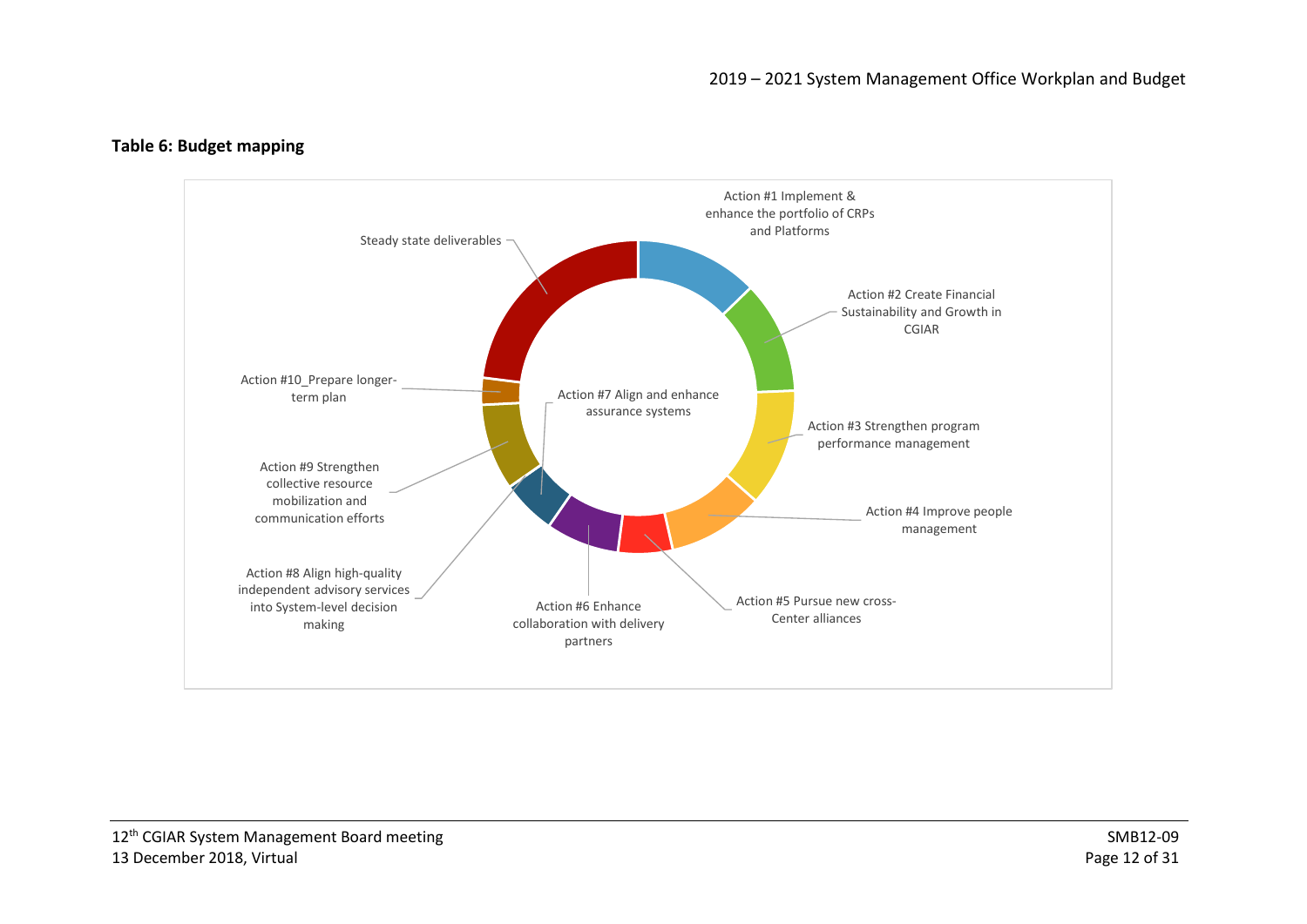**Table 6: Budget mapping**

Action #1 Implement & enhance the portfolio of CRPs and Platforms

Action #2 Create Financial Sustainability and Growth in CGIAR

Action #3 Strengthen program performance management

Action #4 Improve people management

Action #5 Pursue new cross-Center alliances

Action #6 Enhance collaboration with delivery partners

Action #7 Align and enhance assurance systems

Action #8 Align high-quality independent advisory services into System-level decision making

Action #9 Strengthen collective resource mobilization and communication efforts

Action #10_Prepare longer-term plan

Steady state deliverables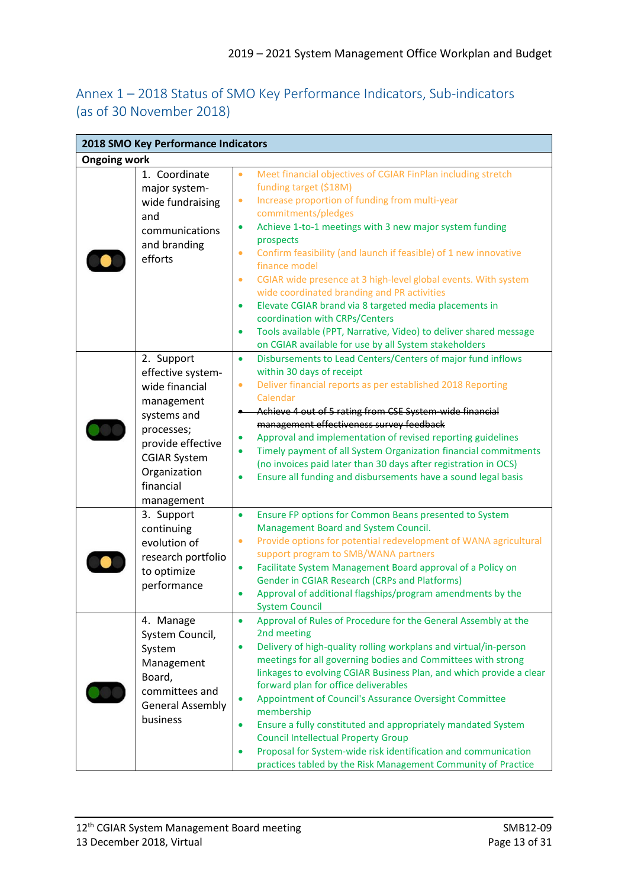## Annex 1 – 2018 Status of SMO Key Performance Indicators, Sub-indicators (as of 30 November 2018)

| 2018 SMO Key Performance Indicators | | |
|---|---|---|
| **Ongoing work** | | |
| | 1. Coordinate major system-wide fundraising and communications and branding efforts | • Meet financial objectives of CGIAR FinPlan including stretch funding target ($18M)<br>• Increase proportion of funding from multi-year commitments/pledges<br>• Achieve 1-to-1 meetings with 3 new major system funding prospects<br>• Confirm feasibility (and launch if feasible) of 1 new innovative finance model<br>• CGIAR wide presence at 3 high-level global events. With system wide coordinated branding and PR activities<br>• Elevate CGIAR brand via 8 targeted media placements in coordination with CRPs/Centers<br>• Tools available (PPT, Narrative, Video) to deliver shared message on CGIAR available for use by all System stakeholders |
| | 2. Support effective system-wide financial management systems and processes; provide effective CGIAR System Organization financial management | • Disbursements to Lead Centers/Centers of major fund inflows within 30 days of receipt<br>• Deliver financial reports as per established 2018 Reporting Calendar<br>• ~~Achieve 4 out of 5 rating from CSE System-wide financial management effectiveness survey feedback~~<br>• Approval and implementation of revised reporting guidelines<br>• Timely payment of all System Organization financial commitments (no invoices paid later than 30 days after registration in OCS)<br>• Ensure all funding and disbursements have a sound legal basis |
| | 3. Support continuing evolution of research portfolio to optimize performance | • Ensure FP options for Common Beans presented to System Management Board and System Council.<br>• Provide options for potential redevelopment of WANA agricultural support program to SMB/WANA partners<br>• Facilitate System Management Board approval of a Policy on Gender in CGIAR Research (CRPs and Platforms)<br>• Approval of additional flagships/program amendments by the System Council |
| | 4. Manage System Council, System Management Board, committees and General Assembly business | • Approval of Rules of Procedure for the General Assembly at the 2nd meeting<br>• Delivery of high-quality rolling workplans and virtual/in-person meetings for all governing bodies and Committees with strong linkages to evolving CGIAR Business Plan, and which provide a clear forward plan for office deliverables<br>• Appointment of Council's Assurance Oversight Committee membership<br>• Ensure a fully constituted and appropriately mandated System Council Intellectual Property Group<br>• Proposal for System-wide risk identification and communication practices tabled by the Risk Management Community of Practice |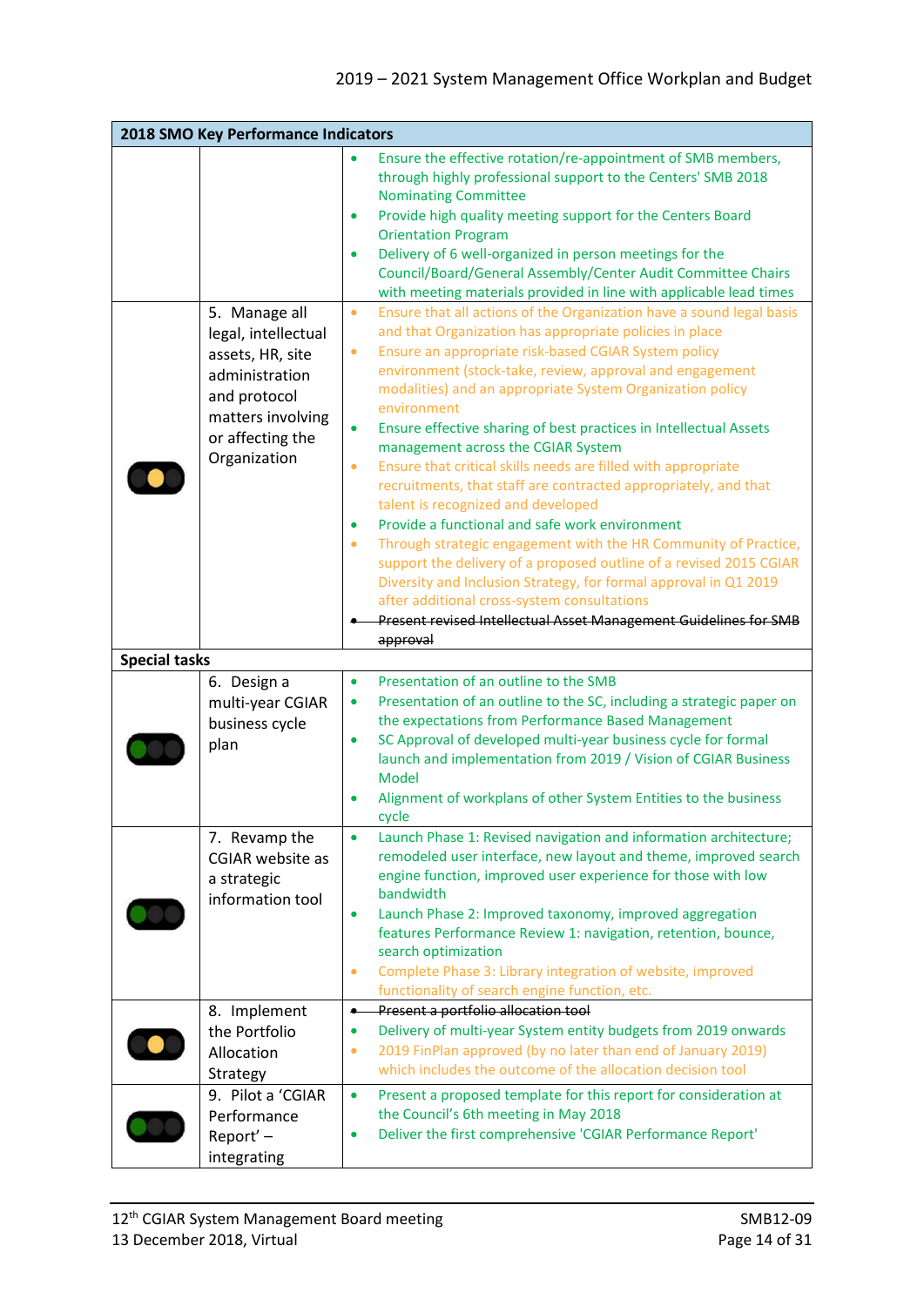| 2018 SMO Key Performance Indicators | | |
|---|---|---|
| | | • Ensure the effective rotation/re-appointment of SMB members, through highly professional support to the Centers' SMB 2018 Nominating Committee<br>• Provide high quality meeting support for the Centers Board Orientation Program<br>• Delivery of 6 well-organized in person meetings for the Council/Board/General Assembly/Center Audit Committee Chairs with meeting materials provided in line with applicable lead times |
| | 5. Manage all legal, intellectual assets, HR, site administration and protocol matters involving or affecting the Organization | • Ensure that all actions of the Organization have a sound legal basis and that Organization has appropriate policies in place<br>• Ensure an appropriate risk-based CGIAR System policy environment (stock-take, review, approval and engagement modalities) and an appropriate System Organization policy environment<br>• Ensure effective sharing of best practices in Intellectual Assets management across the CGIAR System<br>• Ensure that critical skills needs are filled with appropriate recruitments, that staff are contracted appropriately, and that talent is recognized and developed<br>• Provide a functional and safe work environment<br>• Through strategic engagement with the HR Community of Practice, support the delivery of a proposed outline of a revised 2015 CGIAR Diversity and Inclusion Strategy, for formal approval in Q1 2019 after additional cross-system consultations<br>• ~~Present revised Intellectual Asset Management Guidelines for SMB approval~~ |
| **Special tasks** | | |
| | 6. Design a multi-year CGIAR business cycle plan | • Presentation of an outline to the SMB<br>• Presentation of an outline to the SC, including a strategic paper on the expectations from Performance Based Management<br>• SC Approval of developed multi-year business cycle for formal launch and implementation from 2019 / Vision of CGIAR Business Model<br>• Alignment of workplans of other System Entities to the business cycle |
| | 7. Revamp the CGIAR website as a strategic information tool | • Launch Phase 1: Revised navigation and information architecture; remodeled user interface, new layout and theme, improved search engine function, improved user experience for those with low bandwidth<br>• Launch Phase 2: Improved taxonomy, improved aggregation features Performance Review 1: navigation, retention, bounce, search optimization<br>• Complete Phase 3: Library integration of website, improved functionality of search engine function, etc. |
| | 8. Implement the Portfolio Allocation Strategy | • ~~Present a portfolio allocation tool~~<br>• Delivery of multi-year System entity budgets from 2019 onwards<br>• 2019 FinPlan approved (by no later than end of January 2019) which includes the outcome of the allocation decision tool |
| | 9. Pilot a 'CGIAR Performance Report' – integrating | • Present a proposed template for this report for consideration at the Council's 6th meeting in May 2018<br>• Deliver the first comprehensive 'CGIAR Performance Report' |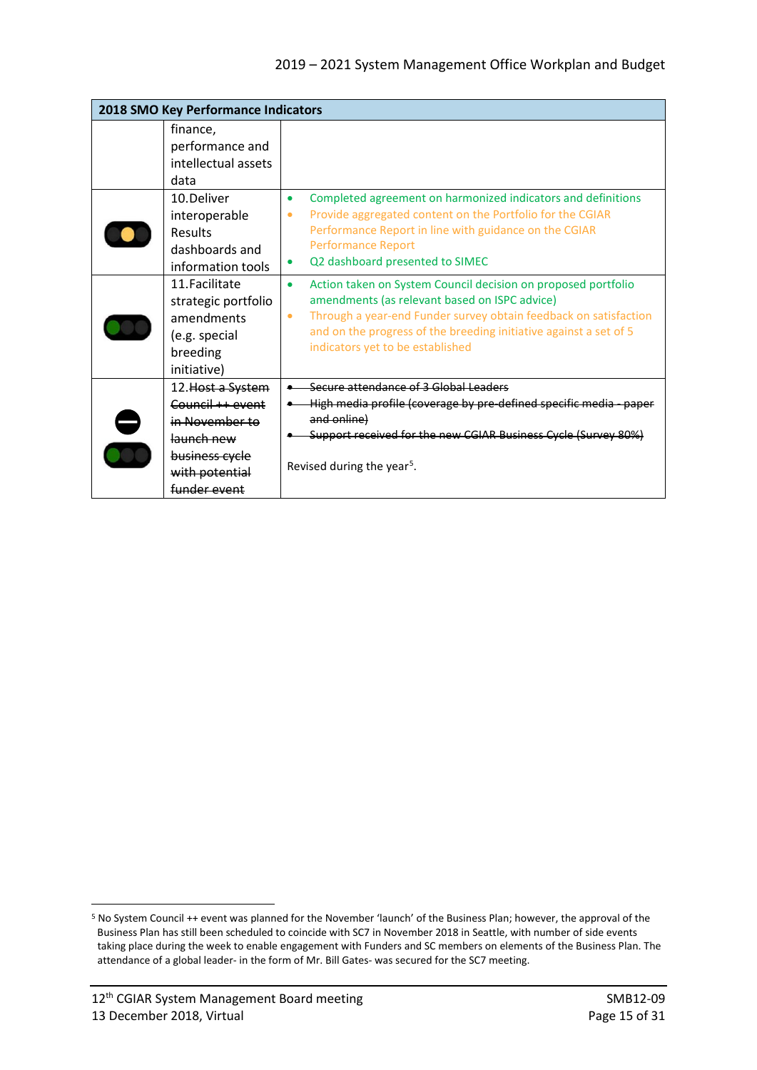| 2018 SMO Key Performance Indicators | | |
|---|---|---|
| | finance, performance and intellectual assets data | |
| | 10.Deliver interoperable Results dashboards and information tools | • Completed agreement on harmonized indicators and definitions<br>• Provide aggregated content on the Portfolio for the CGIAR Performance Report in line with guidance on the CGIAR Performance Report<br>• Q2 dashboard presented to SIMEC |
| | 11.Facilitate strategic portfolio amendments (e.g. special breeding initiative) | • Action taken on System Council decision on proposed portfolio amendments (as relevant based on ISPC advice)<br>• Through a year-end Funder survey obtain feedback on satisfaction and on the progress of the breeding initiative against a set of 5 indicators yet to be established |
| | 12.~~Host a System Council ++ event in November to launch new business cycle with potential funder event~~ | • ~~Secure attendance of 3 Global Leaders~~<br>• ~~High media profile (coverage by pre-defined specific media - paper and online)~~<br>• ~~Support received for the new CGIAR Business Cycle (Survey 80%)~~<br><br>Revised during the year[5]. |

[5] No System Council ++ event was planned for the November 'launch' of the Business Plan; however, the approval of the Business Plan has still been scheduled to coincide with SC7 in November 2018 in Seattle, with number of side events taking place during the week to enable engagement with Funders and SC members on elements of the Business Plan. The attendance of a global leader- in the form of Mr. Bill Gates- was secured for the SC7 meeting.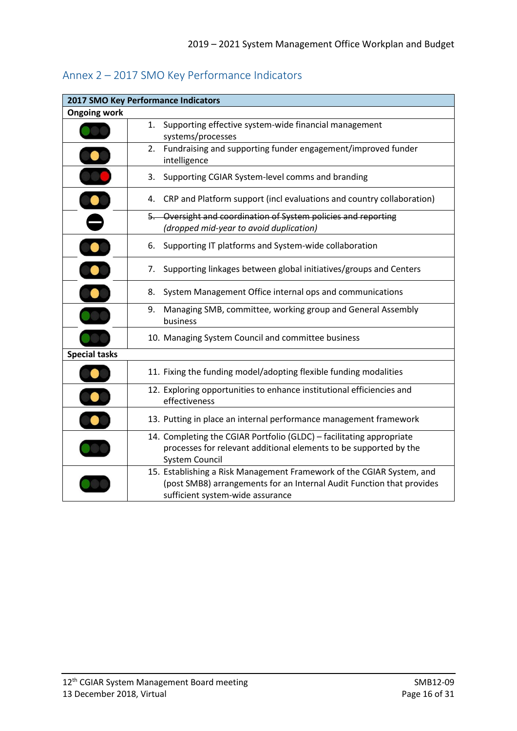## Annex 2 – 2017 SMO Key Performance Indicators

| 2017 SMO Key Performance Indicators | |
|---|---|
| **Ongoing work** | |
| | 1. Supporting effective system-wide financial management systems/processes |
| | 2. Fundraising and supporting funder engagement/improved funder intelligence |
| | 3. Supporting CGIAR System-level comms and branding |
| | 4. CRP and Platform support (incl evaluations and country collaboration) |
| | ~~5. Oversight and coordination of System policies and reporting~~ *(dropped mid-year to avoid duplication)* |
| | 6. Supporting IT platforms and System-wide collaboration |
| | 7. Supporting linkages between global initiatives/groups and Centers |
| | 8. System Management Office internal ops and communications |
| | 9. Managing SMB, committee, working group and General Assembly business |
| | 10. Managing System Council and committee business |
| **Special tasks** | |
| | 11. Fixing the funding model/adopting flexible funding modalities |
| | 12. Exploring opportunities to enhance institutional efficiencies and effectiveness |
| | 13. Putting in place an internal performance management framework |
| | 14. Completing the CGIAR Portfolio (GLDC) – facilitating appropriate processes for relevant additional elements to be supported by the System Council |
| | 15. Establishing a Risk Management Framework of the CGIAR System, and (post SMB8) arrangements for an Internal Audit Function that provides sufficient system-wide assurance |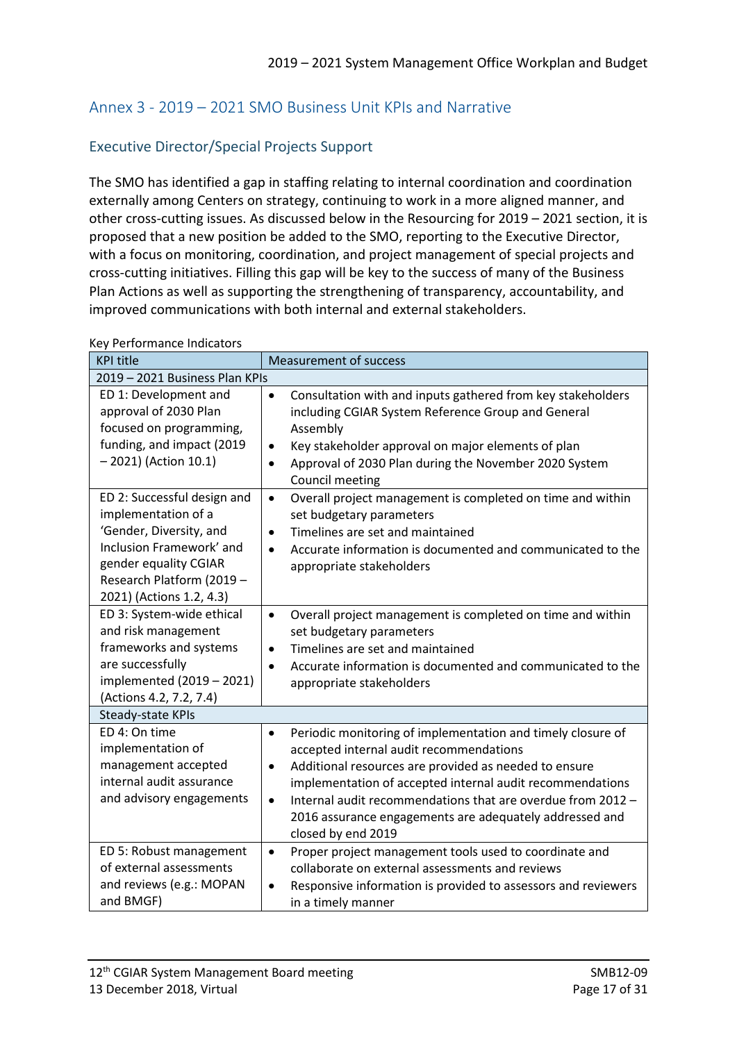## Annex 3 - 2019 – 2021 SMO Business Unit KPIs and Narrative

### Executive Director/Special Projects Support

The SMO has identified a gap in staffing relating to internal coordination and coordination externally among Centers on strategy, continuing to work in a more aligned manner, and other cross-cutting issues. As discussed below in the Resourcing for 2019 – 2021 section, it is proposed that a new position be added to the SMO, reporting to the Executive Director, with a focus on monitoring, coordination, and project management of special projects and cross-cutting initiatives. Filling this gap will be key to the success of many of the Business Plan Actions as well as supporting the strengthening of transparency, accountability, and improved communications with both internal and external stakeholders.

Key Performance Indicators

| KPI title | Measurement of success |
|---|---|
| 2019 – 2021 Business Plan KPIs | |
| ED 1: Development and approval of 2030 Plan focused on programming, funding, and impact (2019 – 2021) (Action 10.1) | • Consultation with and inputs gathered from key stakeholders including CGIAR System Reference Group and General Assembly<br>• Key stakeholder approval on major elements of plan<br>• Approval of 2030 Plan during the November 2020 System Council meeting |
| ED 2: Successful design and implementation of a 'Gender, Diversity, and Inclusion Framework' and gender equality CGIAR Research Platform (2019 – 2021) (Actions 1.2, 4.3) | • Overall project management is completed on time and within set budgetary parameters<br>• Timelines are set and maintained<br>• Accurate information is documented and communicated to the appropriate stakeholders |
| ED 3: System-wide ethical and risk management frameworks and systems are successfully implemented (2019 – 2021) (Actions 4.2, 7.2, 7.4) | • Overall project management is completed on time and within set budgetary parameters<br>• Timelines are set and maintained<br>• Accurate information is documented and communicated to the appropriate stakeholders |
| Steady-state KPIs | |
| ED 4: On time implementation of management accepted internal audit assurance and advisory engagements | • Periodic monitoring of implementation and timely closure of accepted internal audit recommendations<br>• Additional resources are provided as needed to ensure implementation of accepted internal audit recommendations<br>• Internal audit recommendations that are overdue from 2012 – 2016 assurance engagements are adequately addressed and closed by end 2019 |
| ED 5: Robust management of external assessments and reviews (e.g.: MOPAN and BMGF) | • Proper project management tools used to coordinate and collaborate on external assessments and reviews<br>• Responsive information is provided to assessors and reviewers in a timely manner |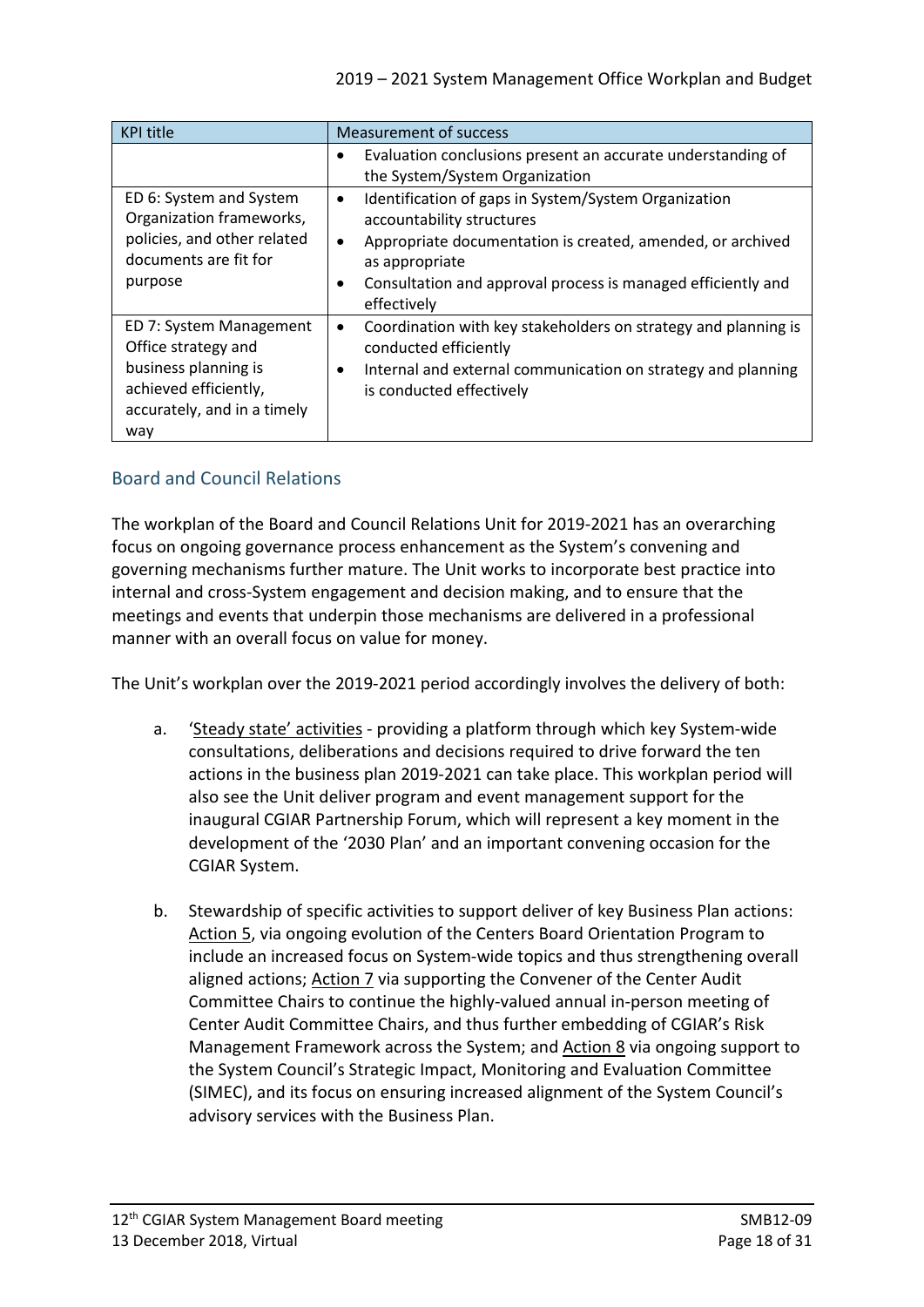| KPI title | Measurement of success |
|---|---|
| | • Evaluation conclusions present an accurate understanding of the System/System Organization |
| ED 6: System and System Organization frameworks, policies, and other related documents are fit for purpose | • Identification of gaps in System/System Organization accountability structures<br>• Appropriate documentation is created, amended, or archived as appropriate<br>• Consultation and approval process is managed efficiently and effectively |
| ED 7: System Management Office strategy and business planning is achieved efficiently, accurately, and in a timely way | • Coordination with key stakeholders on strategy and planning is conducted efficiently<br>• Internal and external communication on strategy and planning is conducted effectively |

## Board and Council Relations

The workplan of the Board and Council Relations Unit for 2019-2021 has an overarching focus on ongoing governance process enhancement as the System's convening and governing mechanisms further mature. The Unit works to incorporate best practice into internal and cross-System engagement and decision making, and to ensure that the meetings and events that underpin those mechanisms are delivered in a professional manner with an overall focus on value for money.

The Unit's workplan over the 2019-2021 period accordingly involves the delivery of both:

a. 'Steady state' activities - providing a platform through which key System-wide consultations, deliberations and decisions required to drive forward the ten actions in the business plan 2019-2021 can take place. This workplan period will also see the Unit deliver program and event management support for the inaugural CGIAR Partnership Forum, which will represent a key moment in the development of the '2030 Plan' and an important convening occasion for the CGIAR System.

b. Stewardship of specific activities to support deliver of key Business Plan actions: Action 5, via ongoing evolution of the Centers Board Orientation Program to include an increased focus on System-wide topics and thus strengthening overall aligned actions; Action 7 via supporting the Convener of the Center Audit Committee Chairs to continue the highly-valued annual in-person meeting of Center Audit Committee Chairs, and thus further embedding of CGIAR's Risk Management Framework across the System; and Action 8 via ongoing support to the System Council's Strategic Impact, Monitoring and Evaluation Committee (SIMEC), and its focus on ensuring increased alignment of the System Council's advisory services with the Business Plan.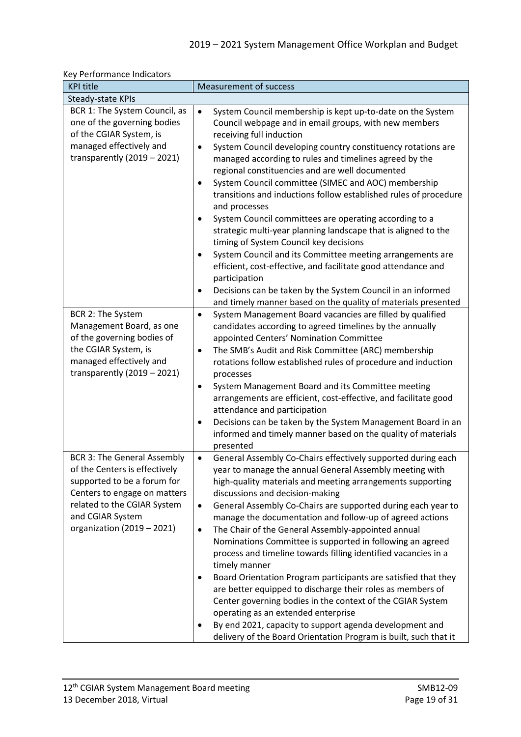Key Performance Indicators

| KPI title | Measurement of success |
| --- | --- |
| Steady-state KPIs | |
| BCR 1: The System Council, as one of the governing bodies of the CGIAR System, is managed effectively and transparently (2019 – 2021) | • System Council membership is kept up-to-date on the System Council webpage and in email groups, with new members receiving full induction<br>• System Council developing country constituency rotations are managed according to rules and timelines agreed by the regional constituencies and are well documented<br>• System Council committee (SIMEC and AOC) membership transitions and inductions follow established rules of procedure and processes<br>• System Council committees are operating according to a strategic multi-year planning landscape that is aligned to the timing of System Council key decisions<br>• System Council and its Committee meeting arrangements are efficient, cost-effective, and facilitate good attendance and participation<br>• Decisions can be taken by the System Council in an informed and timely manner based on the quality of materials presented |
| BCR 2: The System Management Board, as one of the governing bodies of the CGIAR System, is managed effectively and transparently (2019 – 2021) | • System Management Board vacancies are filled by qualified candidates according to agreed timelines by the annually appointed Centers' Nomination Committee<br>• The SMB's Audit and Risk Committee (ARC) membership rotations follow established rules of procedure and induction processes<br>• System Management Board and its Committee meeting arrangements are efficient, cost-effective, and facilitate good attendance and participation<br>• Decisions can be taken by the System Management Board in an informed and timely manner based on the quality of materials presented |
| BCR 3: The General Assembly of the Centers is effectively supported to be a forum for Centers to engage on matters related to the CGIAR System and CGIAR System organization (2019 – 2021) | • General Assembly Co-Chairs effectively supported during each year to manage the annual General Assembly meeting with high-quality materials and meeting arrangements supporting discussions and decision-making<br>• General Assembly Co-Chairs are supported during each year to manage the documentation and follow-up of agreed actions<br>• The Chair of the General Assembly-appointed annual Nominations Committee is supported in following an agreed process and timeline towards filling identified vacancies in a timely manner<br>• Board Orientation Program participants are satisfied that they are better equipped to discharge their roles as members of Center governing bodies in the context of the CGIAR System operating as an extended enterprise<br>• By end 2021, capacity to support agenda development and delivery of the Board Orientation Program is built, such that it |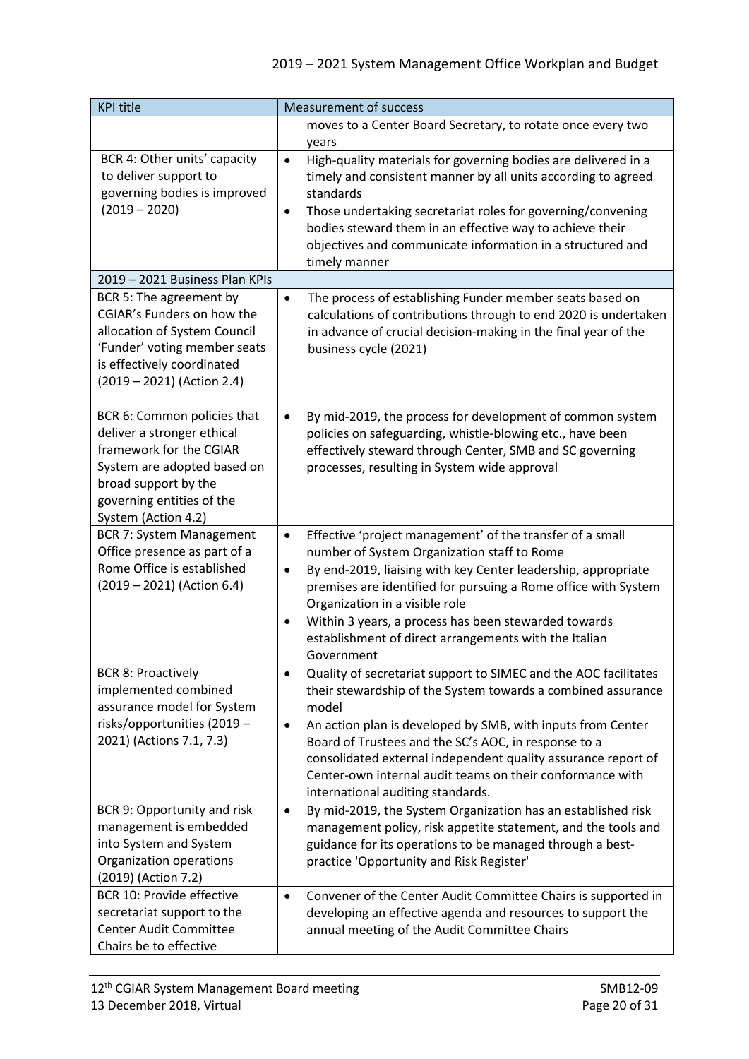| KPI title | Measurement of success |
|---|---|
| | moves to a Center Board Secretary, to rotate once every two years |
| BCR 4: Other units' capacity to deliver support to governing bodies is improved (2019 – 2020) | • High-quality materials for governing bodies are delivered in a timely and consistent manner by all units according to agreed standards<br>• Those undertaking secretariat roles for governing/convening bodies steward them in an effective way to achieve their objectives and communicate information in a structured and timely manner |
| 2019 – 2021 Business Plan KPIs | |
| BCR 5: The agreement by CGIAR's Funders on how the allocation of System Council 'Funder' voting member seats is effectively coordinated (2019 – 2021) (Action 2.4) | • The process of establishing Funder member seats based on calculations of contributions through to end 2020 is undertaken in advance of crucial decision-making in the final year of the business cycle (2021) |
| BCR 6: Common policies that deliver a stronger ethical framework for the CGIAR System are adopted based on broad support by the governing entities of the System (Action 4.2) | • By mid-2019, the process for development of common system policies on safeguarding, whistle-blowing etc., have been effectively steward through Center, SMB and SC governing processes, resulting in System wide approval |
| BCR 7: System Management Office presence as part of a Rome Office is established (2019 – 2021) (Action 6.4) | • Effective 'project management' of the transfer of a small number of System Organization staff to Rome<br>• By end-2019, liaising with key Center leadership, appropriate premises are identified for pursuing a Rome office with System Organization in a visible role<br>• Within 3 years, a process has been stewarded towards establishment of direct arrangements with the Italian Government |
| BCR 8: Proactively implemented combined assurance model for System risks/opportunities (2019 – 2021) (Actions 7.1, 7.3) | • Quality of secretariat support to SIMEC and the AOC facilitates their stewardship of the System towards a combined assurance model<br>• An action plan is developed by SMB, with inputs from Center Board of Trustees and the SC's AOC, in response to a consolidated external independent quality assurance report of Center-own internal audit teams on their conformance with international auditing standards. |
| BCR 9: Opportunity and risk management is embedded into System and System Organization operations (2019) (Action 7.2) | • By mid-2019, the System Organization has an established risk management policy, risk appetite statement, and the tools and guidance for its operations to be managed through a best-practice 'Opportunity and Risk Register' |
| BCR 10: Provide effective secretariat support to the Center Audit Committee Chairs be to effective | • Convener of the Center Audit Committee Chairs is supported in developing an effective agenda and resources to support the annual meeting of the Audit Committee Chairs |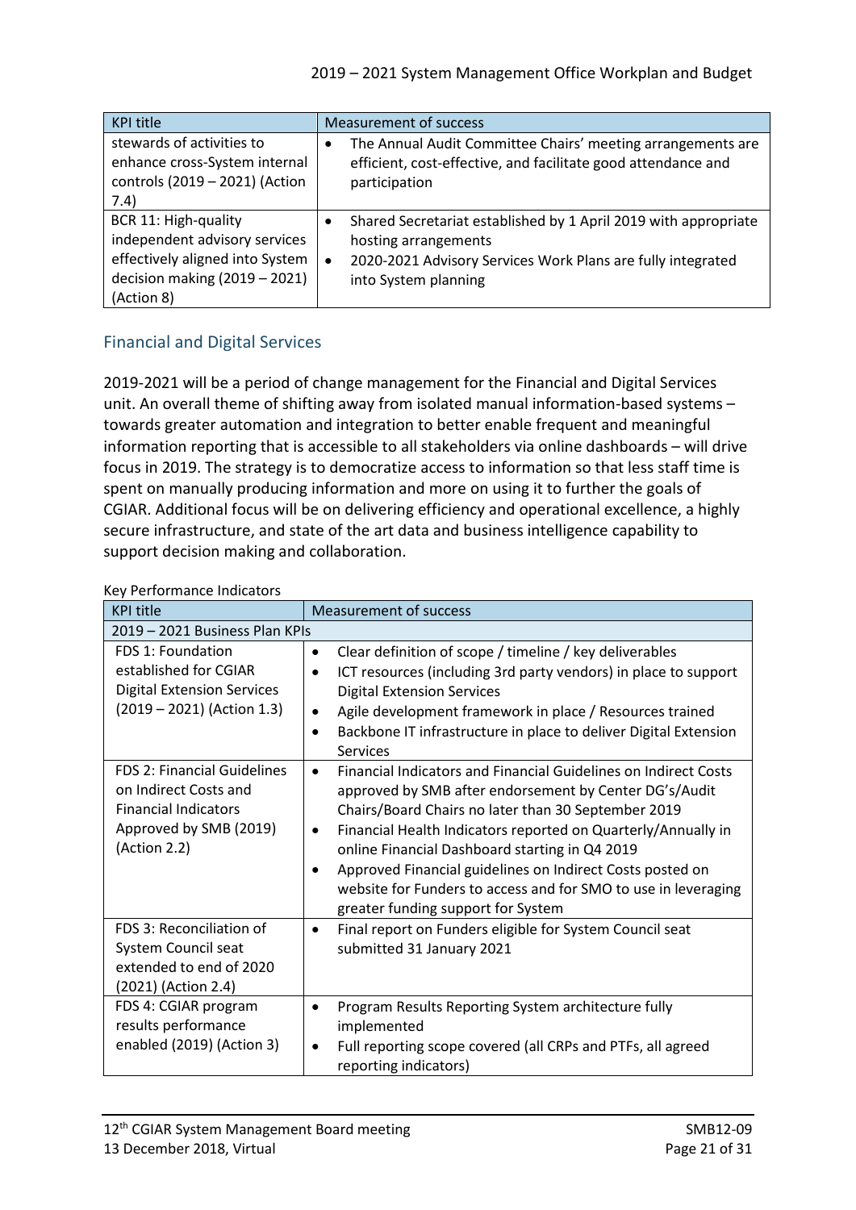| KPI title | Measurement of success |
|---|---|
| stewards of activities to enhance cross-System internal controls (2019 – 2021) (Action 7.4) | • The Annual Audit Committee Chairs' meeting arrangements are efficient, cost-effective, and facilitate good attendance and participation |
| BCR 11: High-quality independent advisory services effectively aligned into System decision making (2019 – 2021) (Action 8) | • Shared Secretariat established by 1 April 2019 with appropriate hosting arrangements<br>• 2020-2021 Advisory Services Work Plans are fully integrated into System planning |

## Financial and Digital Services

2019-2021 will be a period of change management for the Financial and Digital Services unit. An overall theme of shifting away from isolated manual information-based systems – towards greater automation and integration to better enable frequent and meaningful information reporting that is accessible to all stakeholders via online dashboards – will drive focus in 2019. The strategy is to democratize access to information so that less staff time is spent on manually producing information and more on using it to further the goals of CGIAR. Additional focus will be on delivering efficiency and operational excellence, a highly secure infrastructure, and state of the art data and business intelligence capability to support decision making and collaboration.

Key Performance Indicators

| KPI title | Measurement of success |
|---|---|
| 2019 – 2021 Business Plan KPIs | |
| FDS 1: Foundation established for CGIAR Digital Extension Services (2019 – 2021) (Action 1.3) | • Clear definition of scope / timeline / key deliverables<br>• ICT resources (including 3rd party vendors) in place to support Digital Extension Services<br>• Agile development framework in place / Resources trained<br>• Backbone IT infrastructure in place to deliver Digital Extension Services |
| FDS 2: Financial Guidelines on Indirect Costs and Financial Indicators Approved by SMB (2019) (Action 2.2) | • Financial Indicators and Financial Guidelines on Indirect Costs approved by SMB after endorsement by Center DG's/Audit Chairs/Board Chairs no later than 30 September 2019<br>• Financial Health Indicators reported on Quarterly/Annually in online Financial Dashboard starting in Q4 2019<br>• Approved Financial guidelines on Indirect Costs posted on website for Funders to access and for SMO to use in leveraging greater funding support for System |
| FDS 3: Reconciliation of System Council seat extended to end of 2020 (2021) (Action 2.4) | • Final report on Funders eligible for System Council seat submitted 31 January 2021 |
| FDS 4: CGIAR program results performance enabled (2019) (Action 3) | • Program Results Reporting System architecture fully implemented<br>• Full reporting scope covered (all CRPs and PTFs, all agreed reporting indicators) |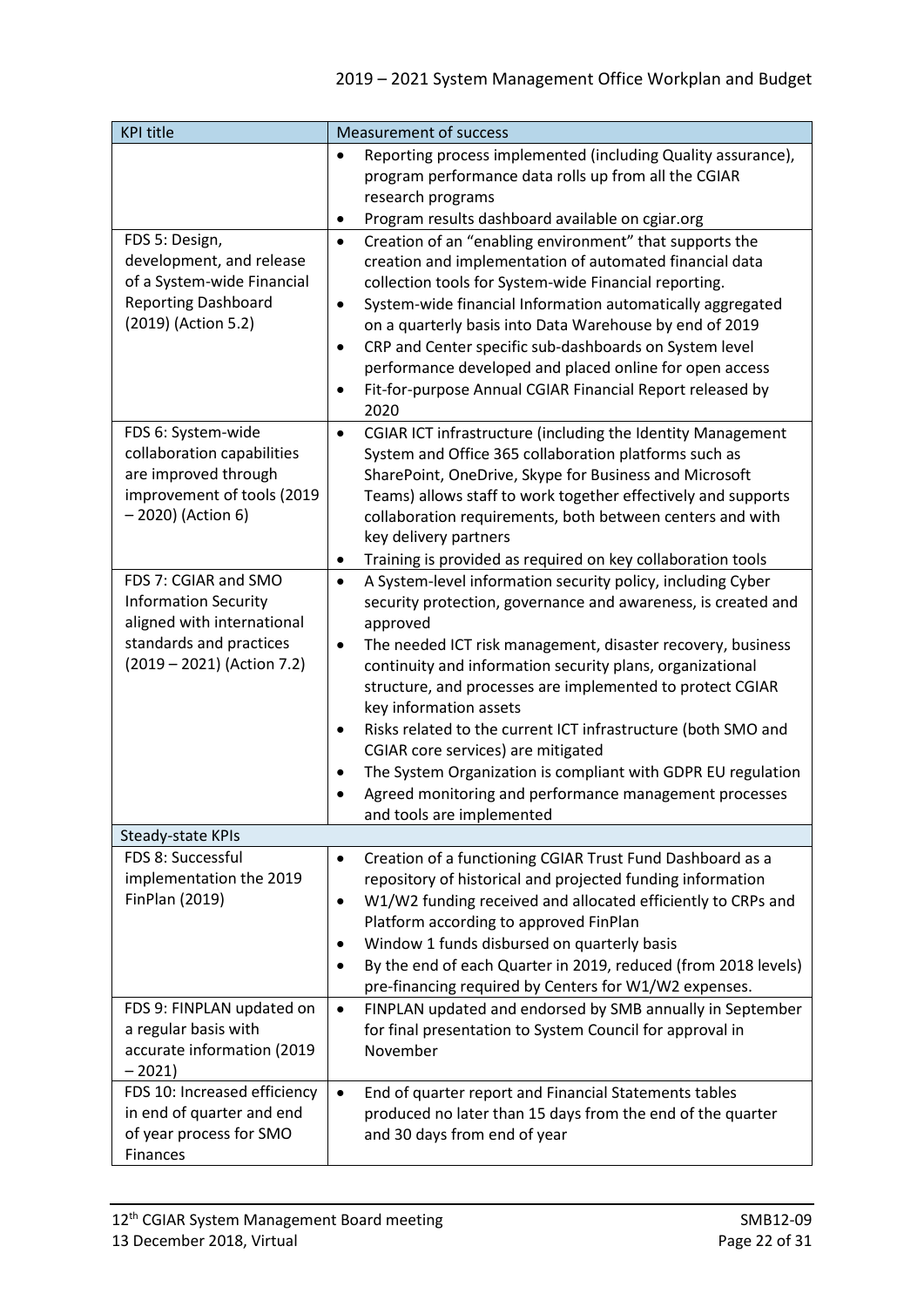| KPI title | Measurement of success |
|---|---|
| | • Reporting process implemented (including Quality assurance), program performance data rolls up from all the CGIAR research programs<br>• Program results dashboard available on cgiar.org |
| FDS 5: Design, development, and release of a System-wide Financial Reporting Dashboard (2019) (Action 5.2) | • Creation of an "enabling environment" that supports the creation and implementation of automated financial data collection tools for System-wide Financial reporting.<br>• System-wide financial Information automatically aggregated on a quarterly basis into Data Warehouse by end of 2019<br>• CRP and Center specific sub-dashboards on System level performance developed and placed online for open access<br>• Fit-for-purpose Annual CGIAR Financial Report released by 2020 |
| FDS 6: System-wide collaboration capabilities are improved through improvement of tools (2019 – 2020) (Action 6) | • CGIAR ICT infrastructure (including the Identity Management System and Office 365 collaboration platforms such as SharePoint, OneDrive, Skype for Business and Microsoft Teams) allows staff to work together effectively and supports collaboration requirements, both between centers and with key delivery partners<br>• Training is provided as required on key collaboration tools |
| FDS 7: CGIAR and SMO Information Security aligned with international standards and practices (2019 – 2021) (Action 7.2) | • A System-level information security policy, including Cyber security protection, governance and awareness, is created and approved<br>• The needed ICT risk management, disaster recovery, business continuity and information security plans, organizational structure, and processes are implemented to protect CGIAR key information assets<br>• Risks related to the current ICT infrastructure (both SMO and CGIAR core services) are mitigated<br>• The System Organization is compliant with GDPR EU regulation<br>• Agreed monitoring and performance management processes and tools are implemented |
| Steady-state KPIs | |
| FDS 8: Successful implementation the 2019 FinPlan (2019) | • Creation of a functioning CGIAR Trust Fund Dashboard as a repository of historical and projected funding information<br>• W1/W2 funding received and allocated efficiently to CRPs and Platform according to approved FinPlan<br>• Window 1 funds disbursed on quarterly basis<br>• By the end of each Quarter in 2019, reduced (from 2018 levels) pre-financing required by Centers for W1/W2 expenses. |
| FDS 9: FINPLAN updated on a regular basis with accurate information (2019 – 2021) | • FINPLAN updated and endorsed by SMB annually in September for final presentation to System Council for approval in November |
| FDS 10: Increased efficiency in end of quarter and end of year process for SMO Finances | • End of quarter report and Financial Statements tables produced no later than 15 days from the end of the quarter and 30 days from end of year |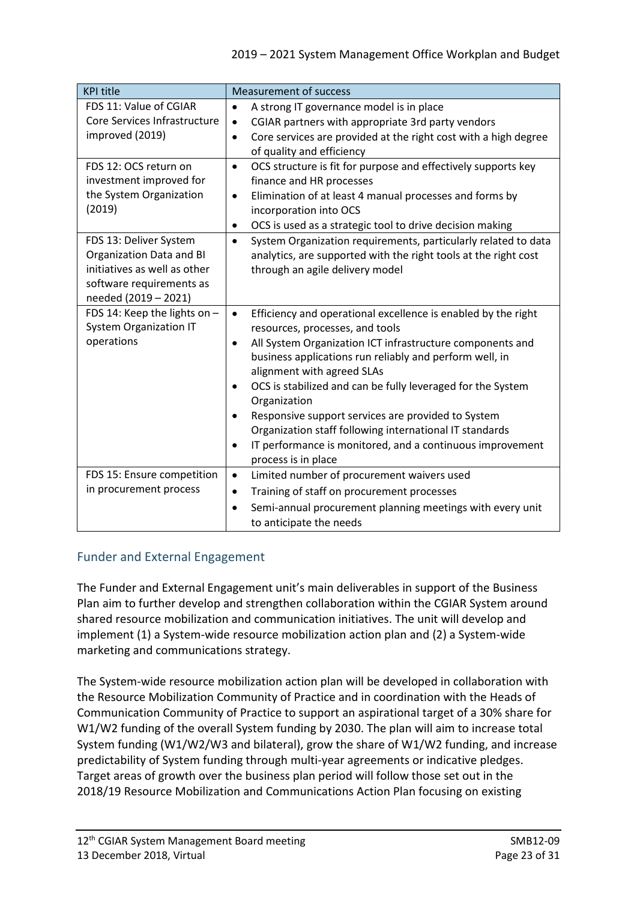| KPI title | Measurement of success |
|---|---|
| FDS 11: Value of CGIAR Core Services Infrastructure improved (2019) | • A strong IT governance model is in place<br>• CGIAR partners with appropriate 3rd party vendors<br>• Core services are provided at the right cost with a high degree of quality and efficiency |
| FDS 12: OCS return on investment improved for the System Organization (2019) | • OCS structure is fit for purpose and effectively supports key finance and HR processes<br>• Elimination of at least 4 manual processes and forms by incorporation into OCS<br>• OCS is used as a strategic tool to drive decision making |
| FDS 13: Deliver System Organization Data and BI initiatives as well as other software requirements as needed (2019 – 2021) | • System Organization requirements, particularly related to data analytics, are supported with the right tools at the right cost through an agile delivery model |
| FDS 14: Keep the lights on – System Organization IT operations | • Efficiency and operational excellence is enabled by the right resources, processes, and tools<br>• All System Organization ICT infrastructure components and business applications run reliably and perform well, in alignment with agreed SLAs<br>• OCS is stabilized and can be fully leveraged for the System Organization<br>• Responsive support services are provided to System Organization staff following international IT standards<br>• IT performance is monitored, and a continuous improvement process is in place |
| FDS 15: Ensure competition in procurement process | • Limited number of procurement waivers used<br>• Training of staff on procurement processes<br>• Semi-annual procurement planning meetings with every unit to anticipate the needs |

## Funder and External Engagement

The Funder and External Engagement unit's main deliverables in support of the Business Plan aim to further develop and strengthen collaboration within the CGIAR System around shared resource mobilization and communication initiatives. The unit will develop and implement (1) a System-wide resource mobilization action plan and (2) a System-wide marketing and communications strategy.

The System-wide resource mobilization action plan will be developed in collaboration with the Resource Mobilization Community of Practice and in coordination with the Heads of Communication Community of Practice to support an aspirational target of a 30% share for W1/W2 funding of the overall System funding by 2030. The plan will aim to increase total System funding (W1/W2/W3 and bilateral), grow the share of W1/W2 funding, and increase predictability of System funding through multi-year agreements or indicative pledges. Target areas of growth over the business plan period will follow those set out in the 2018/19 Resource Mobilization and Communications Action Plan focusing on existing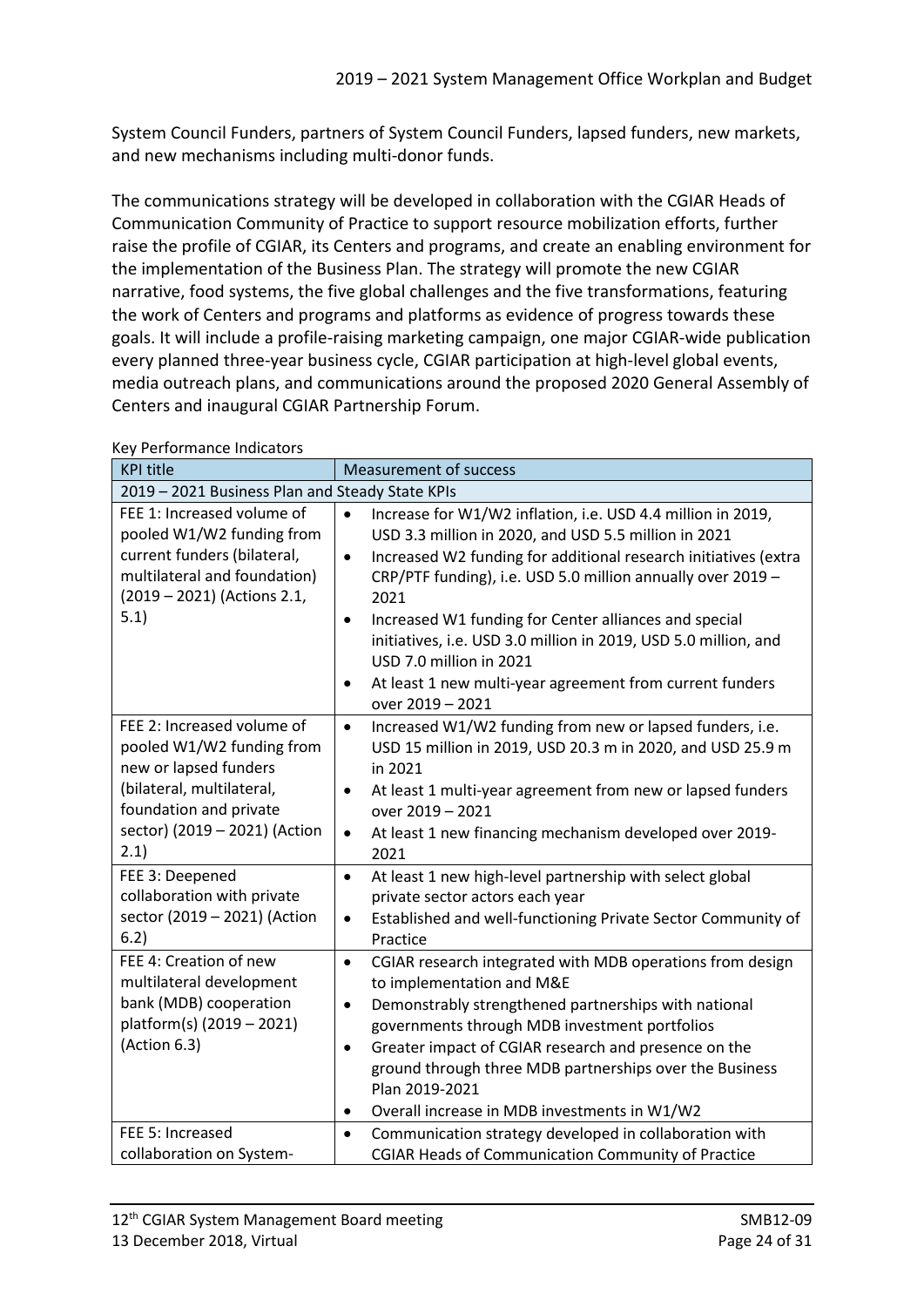System Council Funders, partners of System Council Funders, lapsed funders, new markets, and new mechanisms including multi-donor funds.

The communications strategy will be developed in collaboration with the CGIAR Heads of Communication Community of Practice to support resource mobilization efforts, further raise the profile of CGIAR, its Centers and programs, and create an enabling environment for the implementation of the Business Plan. The strategy will promote the new CGIAR narrative, food systems, the five global challenges and the five transformations, featuring the work of Centers and programs and platforms as evidence of progress towards these goals. It will include a profile-raising marketing campaign, one major CGIAR-wide publication every planned three-year business cycle, CGIAR participation at high-level global events, media outreach plans, and communications around the proposed 2020 General Assembly of Centers and inaugural CGIAR Partnership Forum.

Key Performance Indicators

| KPI title | Measurement of success |
|---|---|
| 2019 – 2021 Business Plan and Steady State KPIs | |
| FEE 1: Increased volume of pooled W1/W2 funding from current funders (bilateral, multilateral and foundation) (2019 – 2021) (Actions 2.1, 5.1) | • Increase for W1/W2 inflation, i.e. USD 4.4 million in 2019, USD 3.3 million in 2020, and USD 5.5 million in 2021<br>• Increased W2 funding for additional research initiatives (extra CRP/PTF funding), i.e. USD 5.0 million annually over 2019 – 2021<br>• Increased W1 funding for Center alliances and special initiatives, i.e. USD 3.0 million in 2019, USD 5.0 million, and USD 7.0 million in 2021<br>• At least 1 new multi-year agreement from current funders over 2019 – 2021 |
| FEE 2: Increased volume of pooled W1/W2 funding from new or lapsed funders (bilateral, multilateral, foundation and private sector) (2019 – 2021) (Action 2.1) | • Increased W1/W2 funding from new or lapsed funders, i.e. USD 15 million in 2019, USD 20.3 m in 2020, and USD 25.9 m in 2021<br>• At least 1 multi-year agreement from new or lapsed funders over 2019 – 2021<br>• At least 1 new financing mechanism developed over 2019-2021 |
| FEE 3: Deepened collaboration with private sector (2019 – 2021) (Action 6.2) | • At least 1 new high-level partnership with select global private sector actors each year<br>• Established and well-functioning Private Sector Community of Practice |
| FEE 4: Creation of new multilateral development bank (MDB) cooperation platform(s) (2019 – 2021) (Action 6.3) | • CGIAR research integrated with MDB operations from design to implementation and M&E<br>• Demonstrably strengthened partnerships with national governments through MDB investment portfolios<br>• Greater impact of CGIAR research and presence on the ground through three MDB partnerships over the Business Plan 2019-2021<br>• Overall increase in MDB investments in W1/W2 |
| FEE 5: Increased collaboration on System- | • Communication strategy developed in collaboration with CGIAR Heads of Communication Community of Practice |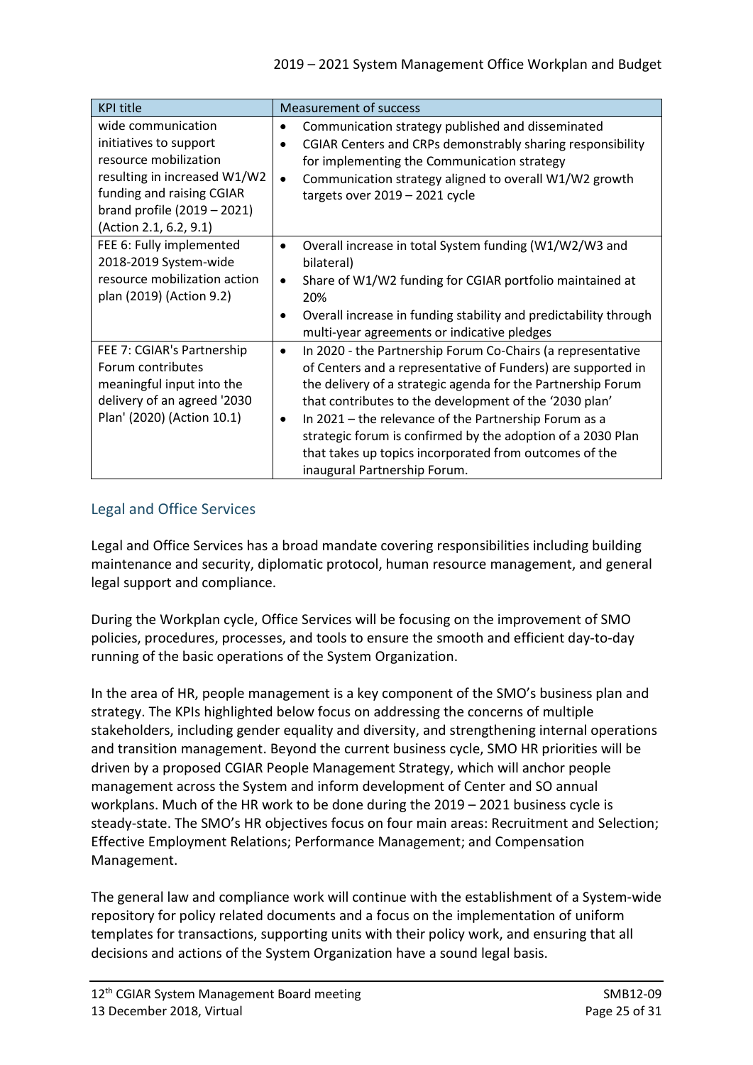| KPI title | Measurement of success |
|---|---|
| wide communication initiatives to support resource mobilization resulting in increased W1/W2 funding and raising CGIAR brand profile (2019 – 2021) (Action 2.1, 6.2, 9.1) | • Communication strategy published and disseminated<br>• CGIAR Centers and CRPs demonstrably sharing responsibility for implementing the Communication strategy<br>• Communication strategy aligned to overall W1/W2 growth targets over 2019 – 2021 cycle |
| FEE 6: Fully implemented 2018-2019 System-wide resource mobilization action plan (2019) (Action 9.2) | • Overall increase in total System funding (W1/W2/W3 and bilateral)<br>• Share of W1/W2 funding for CGIAR portfolio maintained at 20%<br>• Overall increase in funding stability and predictability through multi-year agreements or indicative pledges |
| FEE 7: CGIAR's Partnership Forum contributes meaningful input into the delivery of an agreed '2030 Plan' (2020) (Action 10.1) | • In 2020 - the Partnership Forum Co-Chairs (a representative of Centers and a representative of Funders) are supported in the delivery of a strategic agenda for the Partnership Forum that contributes to the development of the '2030 plan'<br>• In 2021 – the relevance of the Partnership Forum as a strategic forum is confirmed by the adoption of a 2030 Plan that takes up topics incorporated from outcomes of the inaugural Partnership Forum. |

## Legal and Office Services

Legal and Office Services has a broad mandate covering responsibilities including building maintenance and security, diplomatic protocol, human resource management, and general legal support and compliance.

During the Workplan cycle, Office Services will be focusing on the improvement of SMO policies, procedures, processes, and tools to ensure the smooth and efficient day-to-day running of the basic operations of the System Organization.

In the area of HR, people management is a key component of the SMO's business plan and strategy. The KPIs highlighted below focus on addressing the concerns of multiple stakeholders, including gender equality and diversity, and strengthening internal operations and transition management. Beyond the current business cycle, SMO HR priorities will be driven by a proposed CGIAR People Management Strategy, which will anchor people management across the System and inform development of Center and SO annual workplans. Much of the HR work to be done during the 2019 – 2021 business cycle is steady-state. The SMO's HR objectives focus on four main areas: Recruitment and Selection; Effective Employment Relations; Performance Management; and Compensation Management.

The general law and compliance work will continue with the establishment of a System-wide repository for policy related documents and a focus on the implementation of uniform templates for transactions, supporting units with their policy work, and ensuring that all decisions and actions of the System Organization have a sound legal basis.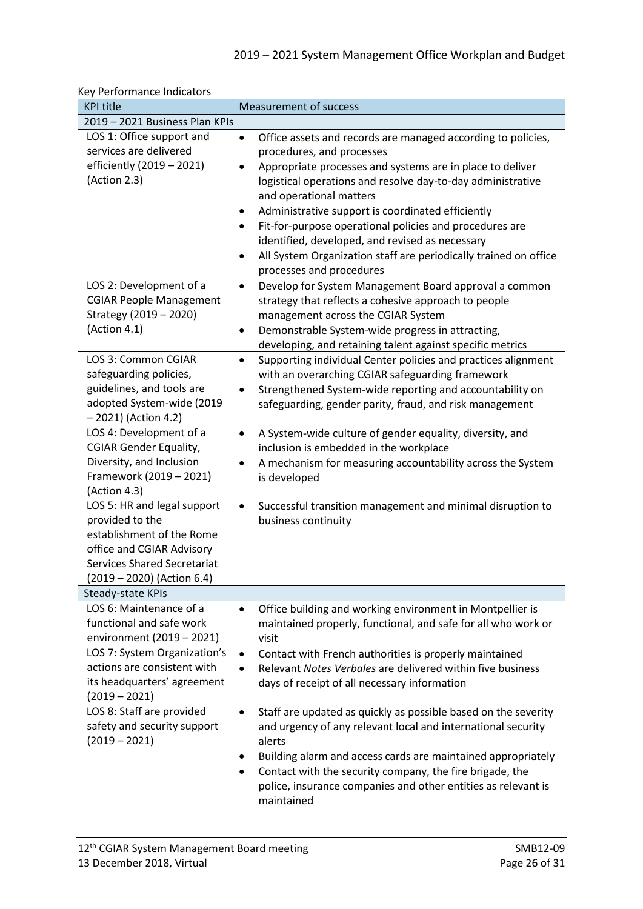Key Performance Indicators

| KPI title | Measurement of success |
|---|---|
| **2019 – 2021 Business Plan KPIs** | |
| LOS 1: Office support and services are delivered efficiently (2019 – 2021) (Action 2.3) | • Office assets and records are managed according to policies, procedures, and processes<br>• Appropriate processes and systems are in place to deliver logistical operations and resolve day-to-day administrative and operational matters<br>• Administrative support is coordinated efficiently<br>• Fit-for-purpose operational policies and procedures are identified, developed, and revised as necessary<br>• All System Organization staff are periodically trained on office processes and procedures |
| LOS 2: Development of a CGIAR People Management Strategy (2019 – 2020) (Action 4.1) | • Develop for System Management Board approval a common strategy that reflects a cohesive approach to people management across the CGIAR System<br>• Demonstrable System-wide progress in attracting, developing, and retaining talent against specific metrics |
| LOS 3: Common CGIAR safeguarding policies, guidelines, and tools are adopted System-wide (2019 – 2021) (Action 4.2) | • Supporting individual Center policies and practices alignment with an overarching CGIAR safeguarding framework<br>• Strengthened System-wide reporting and accountability on safeguarding, gender parity, fraud, and risk management |
| LOS 4: Development of a CGIAR Gender Equality, Diversity, and Inclusion Framework (2019 – 2021) (Action 4.3) | • A System-wide culture of gender equality, diversity, and inclusion is embedded in the workplace<br>• A mechanism for measuring accountability across the System is developed |
| LOS 5: HR and legal support provided to the establishment of the Rome office and CGIAR Advisory Services Shared Secretariat (2019 – 2020) (Action 6.4) | • Successful transition management and minimal disruption to business continuity |
| **Steady-state KPIs** | |
| LOS 6: Maintenance of a functional and safe work environment (2019 – 2021) | • Office building and working environment in Montpellier is maintained properly, functional, and safe for all who work or visit |
| LOS 7: System Organization's actions are consistent with its headquarters' agreement (2019 – 2021) | • Contact with French authorities is properly maintained<br>• Relevant *Notes Verbales* are delivered within five business days of receipt of all necessary information |
| LOS 8: Staff are provided safety and security support (2019 – 2021) | • Staff are updated as quickly as possible based on the severity and urgency of any relevant local and international security alerts<br>• Building alarm and access cards are maintained appropriately<br>• Contact with the security company, the fire brigade, the police, insurance companies and other entities as relevant is maintained |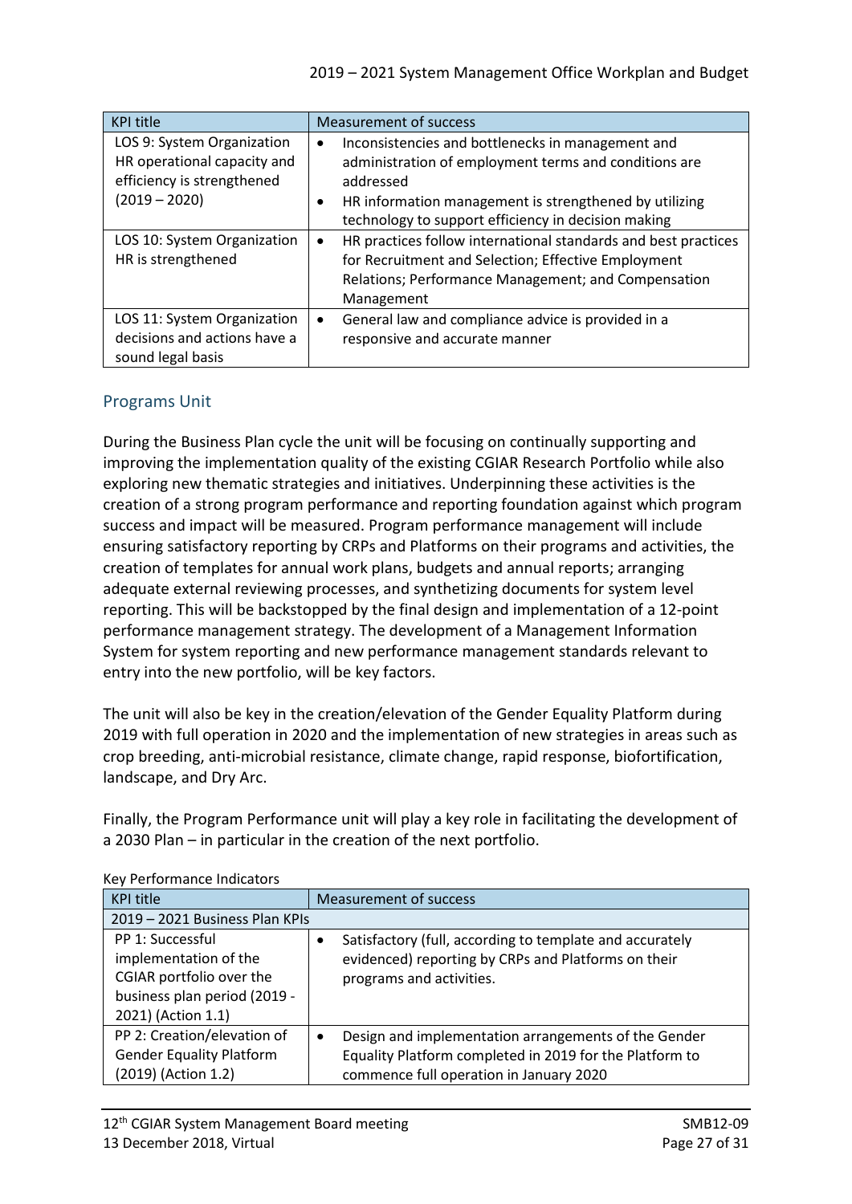| KPI title | Measurement of success |
|---|---|
| LOS 9: System Organization HR operational capacity and efficiency is strengthened (2019 – 2020) | • Inconsistencies and bottlenecks in management and administration of employment terms and conditions are addressed<br>• HR information management is strengthened by utilizing technology to support efficiency in decision making |
| LOS 10: System Organization HR is strengthened | • HR practices follow international standards and best practices for Recruitment and Selection; Effective Employment Relations; Performance Management; and Compensation Management |
| LOS 11: System Organization decisions and actions have a sound legal basis | • General law and compliance advice is provided in a responsive and accurate manner |

## Programs Unit

During the Business Plan cycle the unit will be focusing on continually supporting and improving the implementation quality of the existing CGIAR Research Portfolio while also exploring new thematic strategies and initiatives. Underpinning these activities is the creation of a strong program performance and reporting foundation against which program success and impact will be measured. Program performance management will include ensuring satisfactory reporting by CRPs and Platforms on their programs and activities, the creation of templates for annual work plans, budgets and annual reports; arranging adequate external reviewing processes, and synthetizing documents for system level reporting. This will be backstopped by the final design and implementation of a 12-point performance management strategy. The development of a Management Information System for system reporting and new performance management standards relevant to entry into the new portfolio, will be key factors.

The unit will also be key in the creation/elevation of the Gender Equality Platform during 2019 with full operation in 2020 and the implementation of new strategies in areas such as crop breeding, anti-microbial resistance, climate change, rapid response, biofortification, landscape, and Dry Arc.

Finally, the Program Performance unit will play a key role in facilitating the development of a 2030 Plan – in particular in the creation of the next portfolio.

Key Performance Indicators

| KPI title | Measurement of success |
|---|---|
| 2019 – 2021 Business Plan KPIs | |
| PP 1: Successful implementation of the CGIAR portfolio over the business plan period (2019 - 2021) (Action 1.1) | • Satisfactory (full, according to template and accurately evidenced) reporting by CRPs and Platforms on their programs and activities. |
| PP 2: Creation/elevation of Gender Equality Platform (2019) (Action 1.2) | • Design and implementation arrangements of the Gender Equality Platform completed in 2019 for the Platform to commence full operation in January 2020 |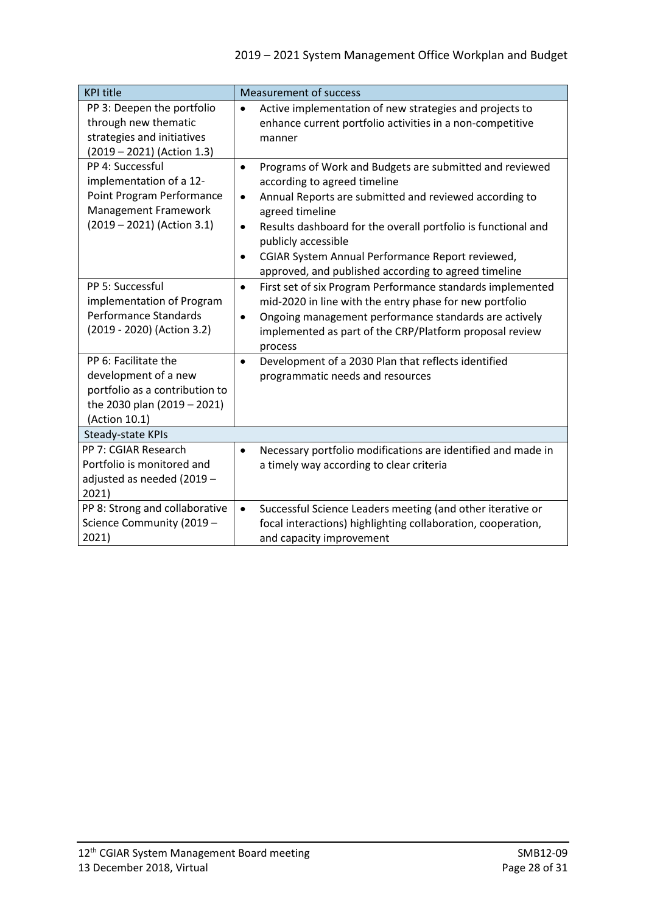| KPI title | Measurement of success |
|---|---|
| PP 3: Deepen the portfolio through new thematic strategies and initiatives (2019 – 2021) (Action 1.3) | • Active implementation of new strategies and projects to enhance current portfolio activities in a non-competitive manner |
| PP 4: Successful implementation of a 12-Point Program Performance Management Framework (2019 – 2021) (Action 3.1) | • Programs of Work and Budgets are submitted and reviewed according to agreed timeline<br>• Annual Reports are submitted and reviewed according to agreed timeline<br>• Results dashboard for the overall portfolio is functional and publicly accessible<br>• CGIAR System Annual Performance Report reviewed, approved, and published according to agreed timeline |
| PP 5: Successful implementation of Program Performance Standards (2019 - 2020) (Action 3.2) | • First set of six Program Performance standards implemented mid-2020 in line with the entry phase for new portfolio<br>• Ongoing management performance standards are actively implemented as part of the CRP/Platform proposal review process |
| PP 6: Facilitate the development of a new portfolio as a contribution to the 2030 plan (2019 – 2021) (Action 10.1) | • Development of a 2030 Plan that reflects identified programmatic needs and resources |
| Steady-state KPIs | |
| PP 7: CGIAR Research Portfolio is monitored and adjusted as needed (2019 – 2021) | • Necessary portfolio modifications are identified and made in a timely way according to clear criteria |
| PP 8: Strong and collaborative Science Community (2019 – 2021) | • Successful Science Leaders meeting (and other iterative or focal interactions) highlighting collaboration, cooperation, and capacity improvement |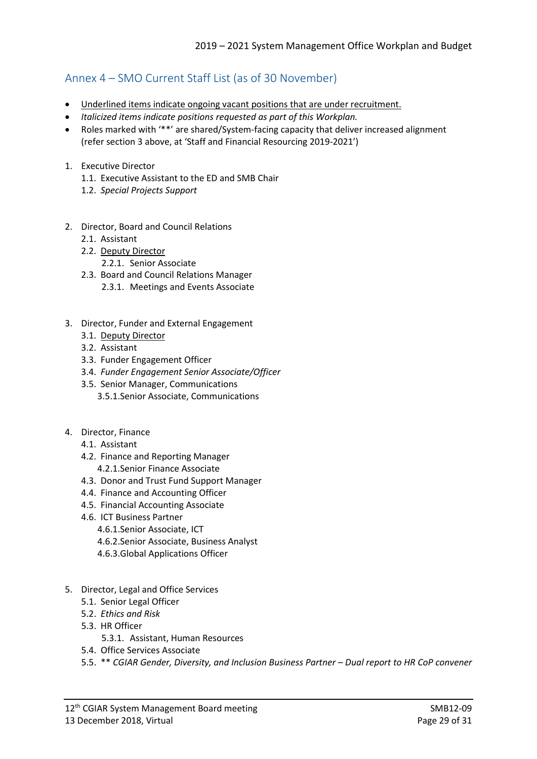## Annex 4 – SMO Current Staff List (as of 30 November)

- <u>Underlined items indicate ongoing vacant positions that are under recruitment.</u>
- *Italicized items indicate positions requested as part of this Workplan.*
- Roles marked with '**' are shared/System-facing capacity that deliver increased alignment (refer section 3 above, at 'Staff and Financial Resourcing 2019-2021')

1. Executive Director
   - 1.1. Executive Assistant to the ED and SMB Chair
   - 1.2. *Special Projects Support*

2. Director, Board and Council Relations
   - 2.1. Assistant
   - 2.2. <u>Deputy Director</u>
     - 2.2.1. Senior Associate
   - 2.3. Board and Council Relations Manager
     - 2.3.1. Meetings and Events Associate

3. Director, Funder and External Engagement
   - 3.1. <u>Deputy Director</u>
   - 3.2. Assistant
   - 3.3. Funder Engagement Officer
   - 3.4. *Funder Engagement Senior Associate/Officer*
   - 3.5. Senior Manager, Communications
     - 3.5.1. Senior Associate, Communications

4. Director, Finance
   - 4.1. Assistant
   - 4.2. Finance and Reporting Manager
     - 4.2.1. Senior Finance Associate
   - 4.3. Donor and Trust Fund Support Manager
   - 4.4. Finance and Accounting Officer
   - 4.5. Financial Accounting Associate
   - 4.6. ICT Business Partner
     - 4.6.1. Senior Associate, ICT
     - 4.6.2. Senior Associate, Business Analyst
     - 4.6.3. Global Applications Officer

5. Director, Legal and Office Services
   - 5.1. Senior Legal Officer
   - 5.2. *Ethics and Risk*
   - 5.3. HR Officer
     - 5.3.1. Assistant, Human Resources
   - 5.4. Office Services Associate
   - 5.5. ** *CGIAR Gender, Diversity, and Inclusion Business Partner – Dual report to HR CoP convener*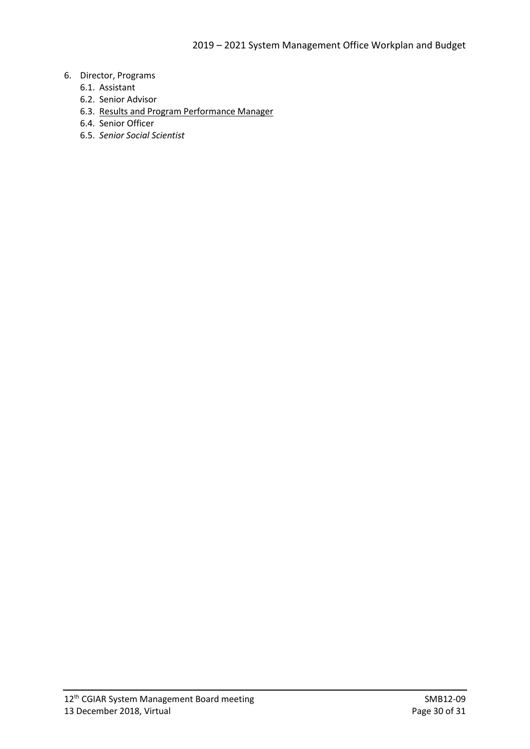6. Director, Programs
    6.1. Assistant
    6.2. Senior Advisor
    6.3. <u>Results and Program Performance Manager</u>
    6.4. Senior Officer
    6.5. *Senior Social Scientist*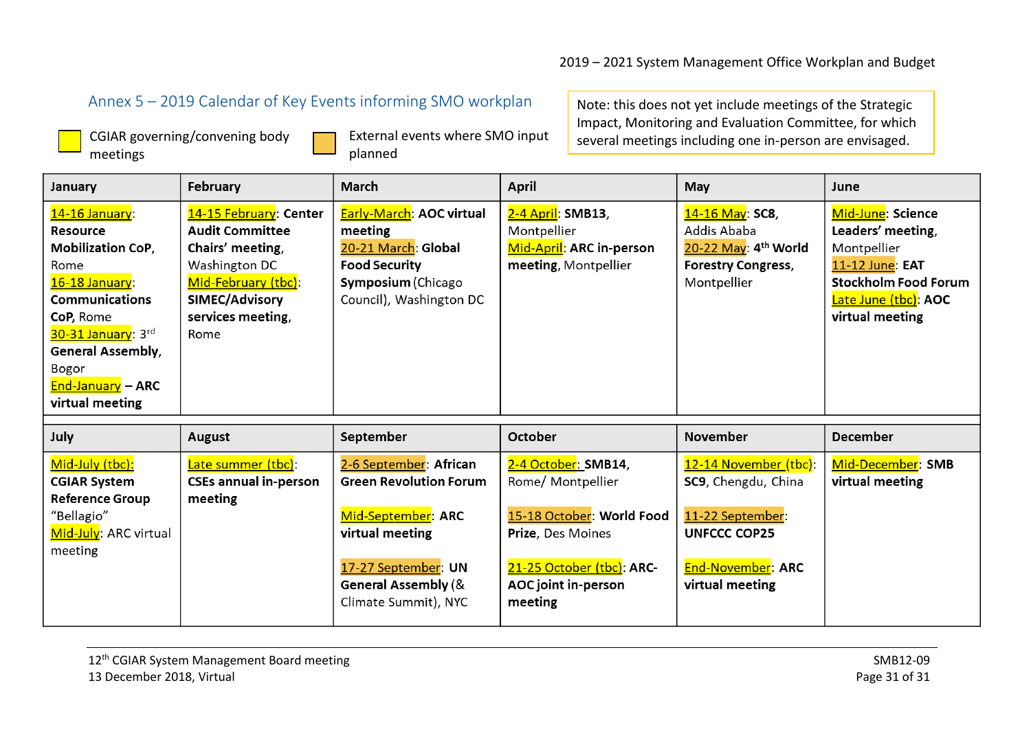## Annex 5 – 2019 Calendar of Key Events informing SMO workplan

CGIAR governing/convening body meetings

External events where SMO input planned

Note: this does not yet include meetings of the Strategic Impact, Monitoring and Evaluation Committee, for which several meetings including one in-person are envisaged.

| January | February | March | April | May | June |
|---|---|---|---|---|---|
| 14-16 January: **Resource Mobilization CoP**, Rome<br>16-18 January: **Communications CoP**, Rome<br>30-31 January: 3rd **General Assembly**, Bogor<br>End-January – **ARC virtual meeting** | 14-15 February: **Center Audit Committee Chairs' meeting**, Washington DC<br>Mid-February (tbc): **SIMEC/Advisory services meeting**, Rome | Early-March: **AOC virtual meeting**<br>20-21 March: **Global Food Security Symposium** (Chicago Council), Washington DC | 2-4 April: **SMB13**, Montpellier<br>Mid-April: **ARC in-person meeting**, Montpellier | 14-16 May: **SC8**, Addis Ababa<br>20-22 May: **4th World Forestry Congress**, Montpellier | Mid-June: **Science Leaders' meeting**, Montpellier<br>11-12 June: **EAT Stockholm Food Forum**<br>Late June (tbc): **AOC virtual meeting** |
| **July** | **August** | **September** | **October** | **November** | **December** |
| Mid-July (tbc): **CGIAR System Reference Group** "Bellagio"<br>Mid-July: ARC virtual meeting | Late summer (tbc): **CSEs annual in-person meeting** | 2-6 September: **African Green Revolution Forum**<br><br>Mid-September: **ARC virtual meeting**<br><br>17-27 September: **UN General Assembly** (& Climate Summit), NYC | 2-4 October: **SMB14**, Rome/ Montpellier<br><br>15-18 October: **World Food Prize**, Des Moines<br><br>21-25 October (tbc): **ARC-AOC joint in-person meeting** | 12-14 November (tbc): **SC9**, Chengdu, China<br><br>11-22 September: **UNFCCC COP25**<br><br>End-November: **ARC virtual meeting** | Mid-December: **SMB virtual meeting** |